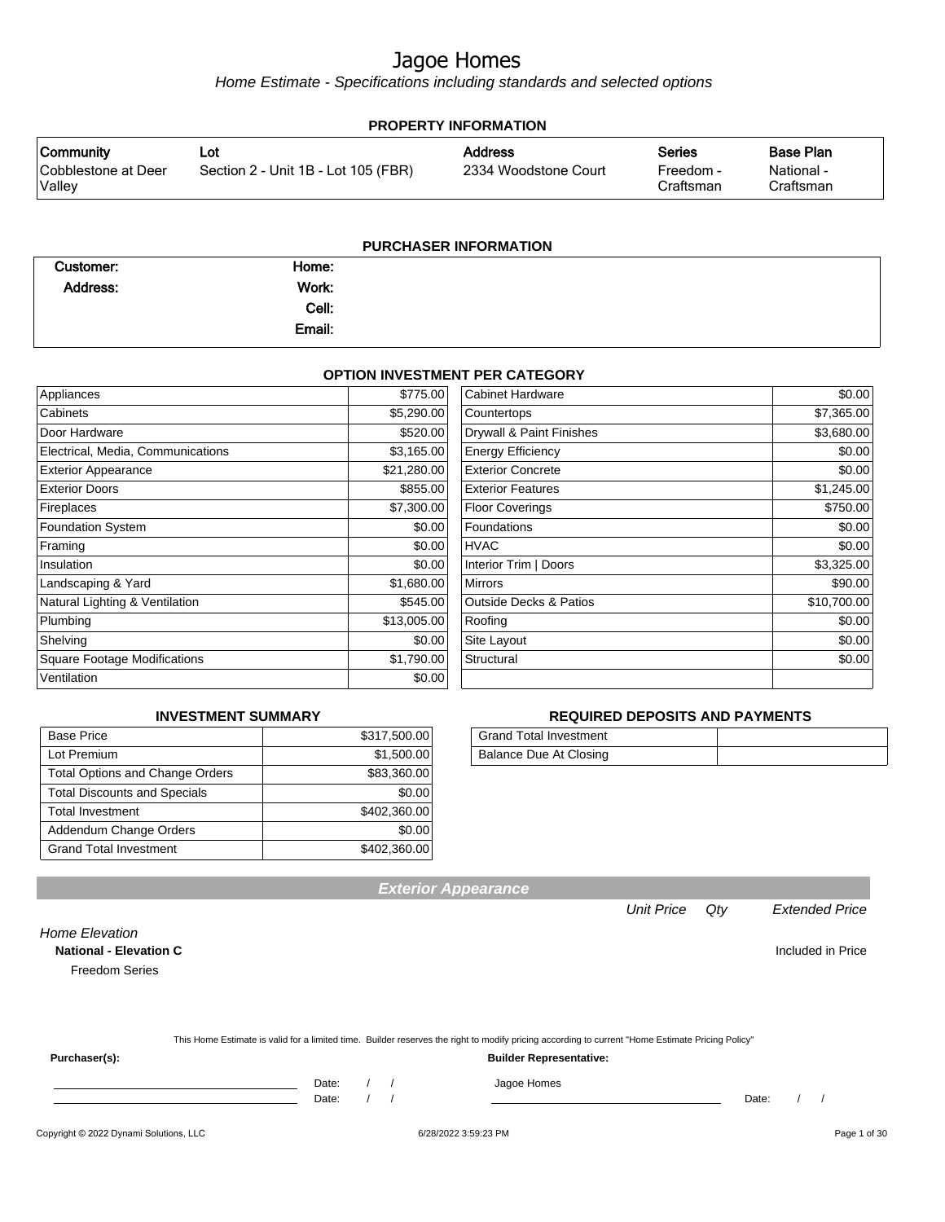# Jagoe Homes

*Home Estimate - Specifications including standards and selected options*

## PROPERTY INFORMATION

| Community | Lot | Address | Series | Base Plan |
|---|---|---|---|---|
| Cobblestone at Deer Valley | Section 2 - Unit 1B - Lot 105 (FBR) | 2334 Woodstone Court | Freedom - Craftsman | National - Craftsman |

## PURCHASER INFORMATION

| | |
|---|---|
| Customer: | Home: |
| Address: | Work: |
| | Cell: |
| | Email: |

## OPTION INVESTMENT PER CATEGORY

| Category | Amount | Category | Amount |
|---|---|---|---|
| Appliances | $775.00 | Cabinet Hardware | $0.00 |
| Cabinets | $5,290.00 | Countertops | $7,365.00 |
| Door Hardware | $520.00 | Drywall & Paint Finishes | $3,680.00 |
| Electrical, Media, Communications | $3,165.00 | Energy Efficiency | $0.00 |
| Exterior Appearance | $21,280.00 | Exterior Concrete | $0.00 |
| Exterior Doors | $855.00 | Exterior Features | $1,245.00 |
| Fireplaces | $7,300.00 | Floor Coverings | $750.00 |
| Foundation System | $0.00 | Foundations | $0.00 |
| Framing | $0.00 | HVAC | $0.00 |
| Insulation | $0.00 | Interior Trim \| Doors | $3,325.00 |
| Landscaping & Yard | $1,680.00 | Mirrors | $90.00 |
| Natural Lighting & Ventilation | $545.00 | Outside Decks & Patios | $10,700.00 |
| Plumbing | $13,005.00 | Roofing | $0.00 |
| Shelving | $0.00 | Site Layout | $0.00 |
| Square Footage Modifications | $1,790.00 | Structural | $0.00 |
| Ventilation | $0.00 | | |

## INVESTMENT SUMMARY

| | |
|---|---|
| Base Price | $317,500.00 |
| Lot Premium | $1,500.00 |
| Total Options and Change Orders | $83,360.00 |
| Total Discounts and Specials | $0.00 |
| Total Investment | $402,360.00 |
| Addendum Change Orders | $0.00 |
| Grand Total Investment | $402,360.00 |

## REQUIRED DEPOSITS AND PAYMENTS

| | |
|---|---|
| Grand Total Investment | |
| Balance Due At Closing | |

## Exterior Appearance

| | Unit Price | Qty | Extended Price |
|---|---|---|---|
| *Home Elevation* | | | |
| **National - Elevation C** | | | Included in Price |
| Freedom Series | | | |

This Home Estimate is valid for a limited time. Builder reserves the right to modify pricing according to current "Home Estimate Pricing Policy"

**Purchaser(s):**

Date: / /

Date: / /

**Builder Representative:**

Jagoe Homes

Date: / /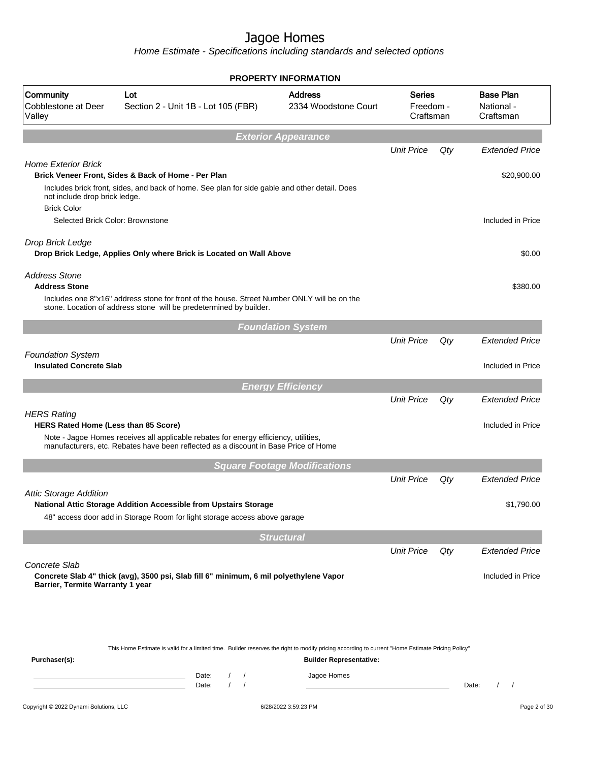# Jagoe Homes

*Home Estimate - Specifications including standards and selected options*

**PROPERTY INFORMATION**

| Community | Lot | Address | Series | Base Plan |
|---|---|---|---|---|
| Cobblestone at Deer Valley | Section 2 - Unit 1B - Lot 105 (FBR) | 2334 Woodstone Court | Freedom - Craftsman | National - Craftsman |

## Exterior Appearance

| | Unit Price | Qty | Extended Price |
|---|---|---|---|
| *Home Exterior Brick* | | | |
| **Brick Veneer Front, Sides & Back of Home - Per Plan** | | | $20,900.00 |
| Includes brick front, sides, and back of home. See plan for side gable and other detail. Does not include drop brick ledge. | | | |
| Brick Color | | | |
| Selected Brick Color: Brownstone | | | Included in Price |
| *Drop Brick Ledge* | | | |
| **Drop Brick Ledge, Applies Only where Brick is Located on Wall Above** | | | $0.00 |
| *Address Stone* | | | |
| **Address Stone** | | | $380.00 |
| Includes one 8"x16" address stone for front of the house. Street Number ONLY will be on the stone. Location of address stone will be predetermined by builder. | | | |

## Foundation System

| | Unit Price | Qty | Extended Price |
|---|---|---|---|
| *Foundation System* | | | |
| **Insulated Concrete Slab** | | | Included in Price |

## Energy Efficiency

| | Unit Price | Qty | Extended Price |
|---|---|---|---|
| *HERS Rating* | | | |
| **HERS Rated Home (Less than 85 Score)** | | | Included in Price |
| Note - Jagoe Homes receives all applicable rebates for energy efficiency, utilities, manufacturers, etc. Rebates have been reflected as a discount in Base Price of Home | | | |

## Square Footage Modifications

| | Unit Price | Qty | Extended Price |
|---|---|---|---|
| *Attic Storage Addition* | | | |
| **National Attic Storage Addition Accessible from Upstairs Storage** | | | $1,790.00 |
| 48" access door add in Storage Room for light storage access above garage | | | |

## Structural

| | Unit Price | Qty | Extended Price |
|---|---|---|---|
| *Concrete Slab* | | | |
| **Concrete Slab 4" thick (avg), 3500 psi, Slab fill 6" minimum, 6 mil polyethylene Vapor Barrier, Termite Warranty 1 year** | | | Included in Price |

This Home Estimate is valid for a limited time. Builder reserves the right to modify pricing according to current "Home Estimate Pricing Policy"

**Purchaser(s):**

Date: / /

Date: / /

**Builder Representative:**

Jagoe Homes

Date: / /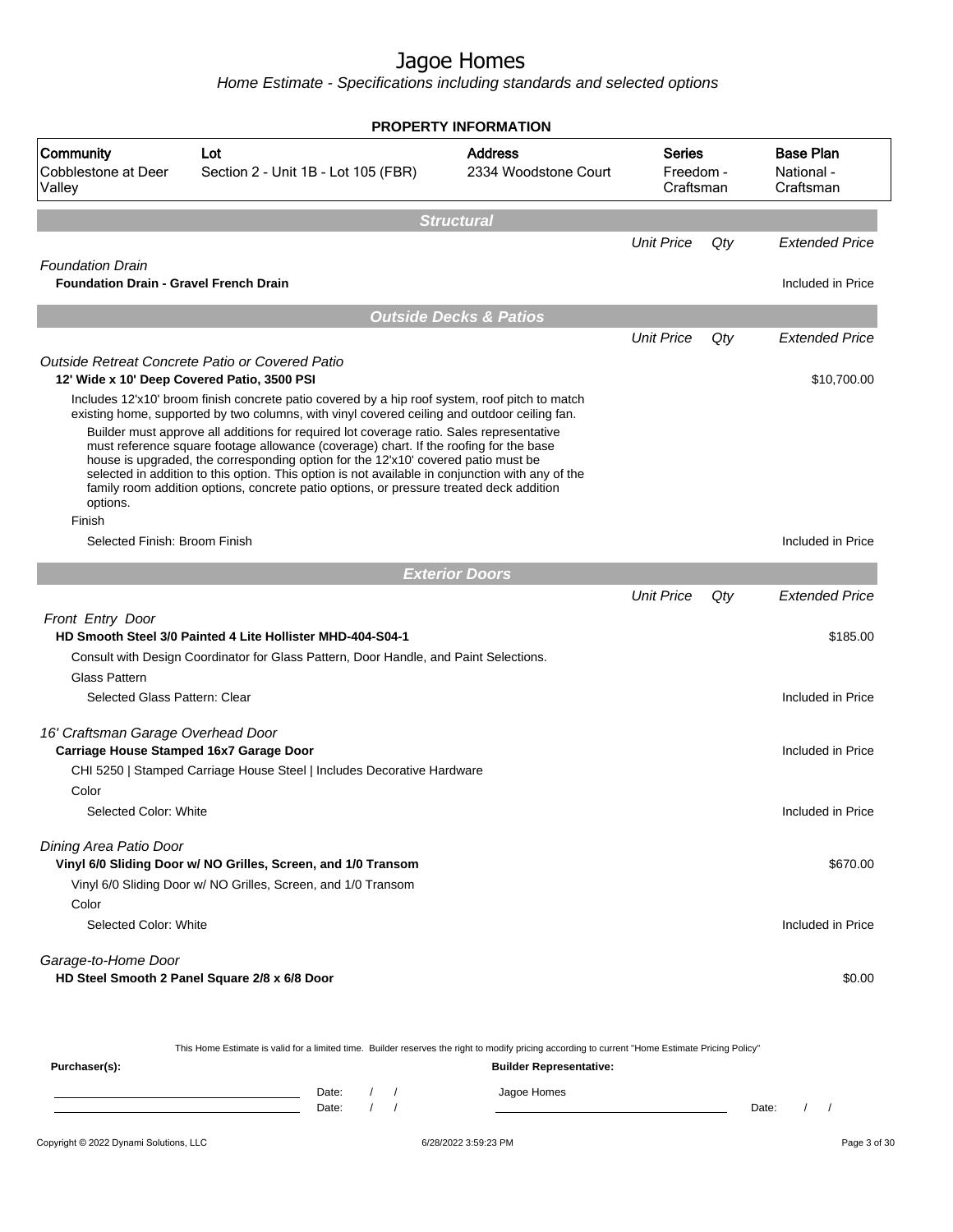# Jagoe Homes

*Home Estimate - Specifications including standards and selected options*

## PROPERTY INFORMATION

| Community | Lot | Address | Series | Base Plan |
|---|---|---|---|---|
| Cobblestone at Deer Valley | Section 2 - Unit 1B - Lot 105 (FBR) | 2334 Woodstone Court | Freedom - Craftsman | National - Craftsman |

## Structural

| | Unit Price | Qty | Extended Price |
|---|---|---|---|
| *Foundation Drain* | | | |
| **Foundation Drain - Gravel French Drain** | | | Included in Price |

## Outside Decks & Patios

| | Unit Price | Qty | Extended Price |
|---|---|---|---|
| *Outside Retreat Concrete Patio or Covered Patio* | | | |
| **12' Wide x 10' Deep Covered Patio, 3500 PSI** | | | $10,700.00 |

Includes 12'x10' broom finish concrete patio covered by a hip roof system, roof pitch to match existing home, supported by two columns, with vinyl covered ceiling and outdoor ceiling fan.

Builder must approve all additions for required lot coverage ratio. Sales representative must reference square footage allowance (coverage) chart. If the roofing for the base house is upgraded, the corresponding option for the 12'x10' covered patio must be selected in addition to this option. This option is not available in conjunction with any of the family room addition options, concrete patio options, or pressure treated deck addition options.

| | Unit Price | Qty | Extended Price |
|---|---|---|---|
| Finish | | | |
| Selected Finish: Broom Finish | | | Included in Price |

## Exterior Doors

| | Unit Price | Qty | Extended Price |
|---|---|---|---|
| *Front Entry Door* | | | |
| **HD Smooth Steel 3/0 Painted 4 Lite Hollister MHD-404-S04-1** | | | $185.00 |
| Consult with Design Coordinator for Glass Pattern, Door Handle, and Paint Selections. | | | |
| Glass Pattern | | | |
| Selected Glass Pattern: Clear | | | Included in Price |
| *16' Craftsman Garage Overhead Door* | | | |
| **Carriage House Stamped 16x7 Garage Door** | | | Included in Price |
| CHI 5250 \| Stamped Carriage House Steel \| Includes Decorative Hardware | | | |
| Color | | | |
| Selected Color: White | | | Included in Price |
| *Dining Area Patio Door* | | | |
| **Vinyl 6/0 Sliding Door w/ NO Grilles, Screen, and 1/0 Transom** | | | $670.00 |
| Vinyl 6/0 Sliding Door w/ NO Grilles, Screen, and 1/0 Transom | | | |
| Color | | | |
| Selected Color: White | | | Included in Price |
| *Garage-to-Home Door* | | | |
| **HD Steel Smooth 2 Panel Square 2/8 x 6/8 Door** | | | $0.00 |

This Home Estimate is valid for a limited time. Builder reserves the right to modify pricing according to current "Home Estimate Pricing Policy"

**Purchaser(s):** Date: / / Date: / /

**Builder Representative:** Jagoe Homes Date: / /

Copyright © 2022 Dynami Solutions, LLC 6/28/2022 3:59:23 PM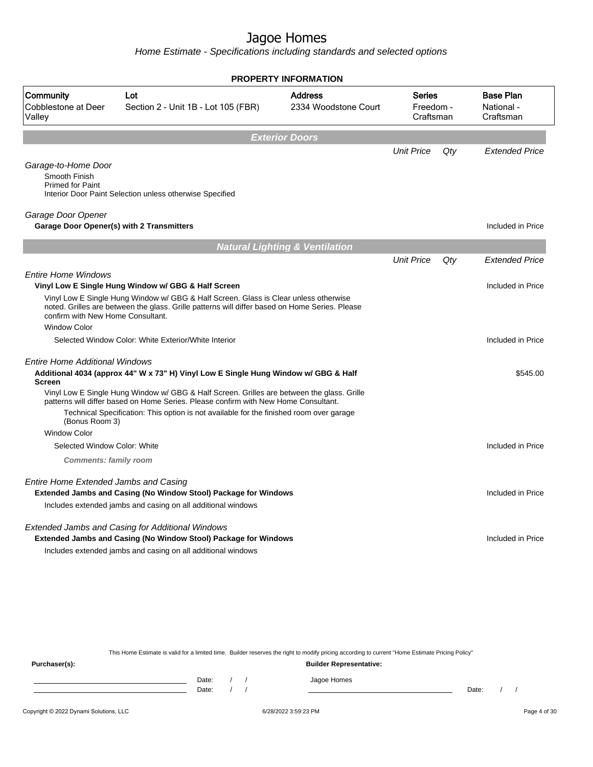# Jagoe Homes

*Home Estimate - Specifications including standards and selected options*

**PROPERTY INFORMATION**

| Community | Lot | Address | Series | Base Plan |
|---|---|---|---|---|
| Cobblestone at Deer Valley | Section 2 - Unit 1B - Lot 105 (FBR) | 2334 Woodstone Court | Freedom - Craftsman | National - Craftsman |

## Exterior Doors

| | Unit Price | Qty | Extended Price |
|---|---|---|---|
| *Garage-to-Home Door* | | | |
| Smooth Finish<br>Primed for Paint<br>Interior Door Paint Selection unless otherwise Specified | | | |
| *Garage Door Opener* | | | |
| **Garage Door Opener(s) with 2 Transmitters** | | | Included in Price |

## Natural Lighting & Ventilation

| | Unit Price | Qty | Extended Price |
|---|---|---|---|
| *Entire Home Windows* | | | |
| **Vinyl Low E Single Hung Window w/ GBG & Half Screen** | | | Included in Price |
| Vinyl Low E Single Hung Window w/ GBG & Half Screen. Glass is Clear unless otherwise noted. Grilles are between the glass. Grille patterns will differ based on Home Series. Please confirm with New Home Consultant. | | | |
| Window Color | | | |
| Selected Window Color: White Exterior/White Interior | | | Included in Price |
| *Entire Home Additional Windows* | | | |
| **Additional 4034 (approx 44" W x 73" H) Vinyl Low E Single Hung Window w/ GBG & Half Screen** | | | $545.00 |
| Vinyl Low E Single Hung Window w/ GBG & Half Screen. Grilles are between the glass. Grille patterns will differ based on Home Series. Please confirm with New Home Consultant. | | | |
| Technical Specification: This option is not available for the finished room over garage (Bonus Room 3) | | | |
| Window Color | | | |
| Selected Window Color: White | | | Included in Price |
| ***Comments: family room*** | | | |
| *Entire Home Extended Jambs and Casing* | | | |
| **Extended Jambs and Casing (No Window Stool) Package for Windows** | | | Included in Price |
| Includes extended jambs and casing on all additional windows | | | |
| *Extended Jambs and Casing for Additional Windows* | | | |
| **Extended Jambs and Casing (No Window Stool) Package for Windows** | | | Included in Price |
| Includes extended jambs and casing on all additional windows | | | |

This Home Estimate is valid for a limited time. Builder reserves the right to modify pricing according to current "Home Estimate Pricing Policy"

**Purchaser(s):**

Date: / /

Date: / /

**Builder Representative:**

Jagoe Homes

Date: / /

Copyright © 2022 Dynami Solutions, LLC — 6/28/2022 3:59:23 PM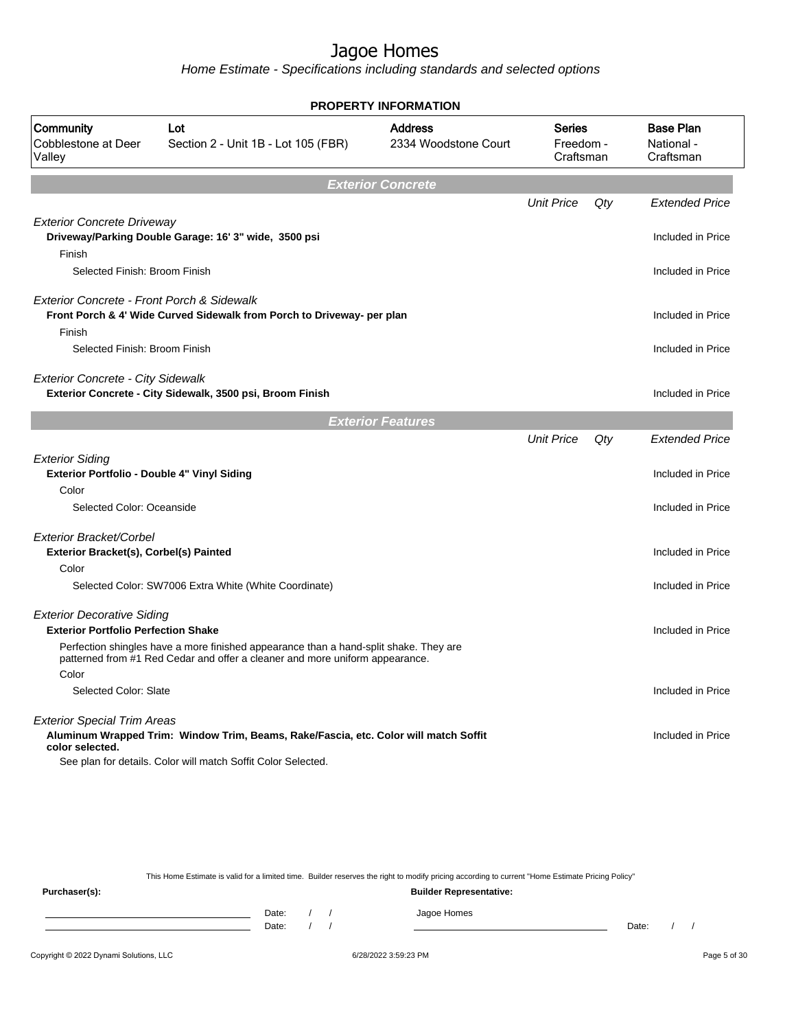# Jagoe Homes

*Home Estimate - Specifications including standards and selected options*

## PROPERTY INFORMATION

| Community | Lot | Address | Series | Base Plan |
|---|---|---|---|---|
| Cobblestone at Deer Valley | Section 2 - Unit 1B - Lot 105 (FBR) | 2334 Woodstone Court | Freedom - Craftsman | National - Craftsman |

## Exterior Concrete

| | Unit Price | Qty | Extended Price |
|---|---|---|---|
| *Exterior Concrete Driveway* | | | |
| **Driveway/Parking Double Garage: 16' 3" wide, 3500 psi** | | | Included in Price |
| Finish | | | |
| Selected Finish: Broom Finish | | | Included in Price |
| *Exterior Concrete - Front Porch & Sidewalk* | | | |
| **Front Porch & 4' Wide Curved Sidewalk from Porch to Driveway- per plan** | | | Included in Price |
| Finish | | | |
| Selected Finish: Broom Finish | | | Included in Price |
| *Exterior Concrete - City Sidewalk* | | | |
| **Exterior Concrete - City Sidewalk, 3500 psi, Broom Finish** | | | Included in Price |

## Exterior Features

| | Unit Price | Qty | Extended Price |
|---|---|---|---|
| *Exterior Siding* | | | |
| **Exterior Portfolio - Double 4" Vinyl Siding** | | | Included in Price |
| Color | | | |
| Selected Color: Oceanside | | | Included in Price |
| *Exterior Bracket/Corbel* | | | |
| **Exterior Bracket(s), Corbel(s) Painted** | | | Included in Price |
| Color | | | |
| Selected Color: SW7006 Extra White (White Coordinate) | | | Included in Price |
| *Exterior Decorative Siding* | | | |
| **Exterior Portfolio Perfection Shake** | | | Included in Price |
| Perfection shingles have a more finished appearance than a hand-split shake. They are patterned from #1 Red Cedar and offer a cleaner and more uniform appearance. | | | |
| Color | | | |
| Selected Color: Slate | | | Included in Price |
| *Exterior Special Trim Areas* | | | |
| **Aluminum Wrapped Trim: Window Trim, Beams, Rake/Fascia, etc. Color will match Soffit color selected.** | | | Included in Price |
| See plan for details. Color will match Soffit Color Selected. | | | |

This Home Estimate is valid for a limited time. Builder reserves the right to modify pricing according to current "Home Estimate Pricing Policy"

**Purchaser(s):** Date: / / Date: / /

**Builder Representative:** Jagoe Homes Date: / /

Copyright © 2022 Dynami Solutions, LLC 6/28/2022 3:59:23 PM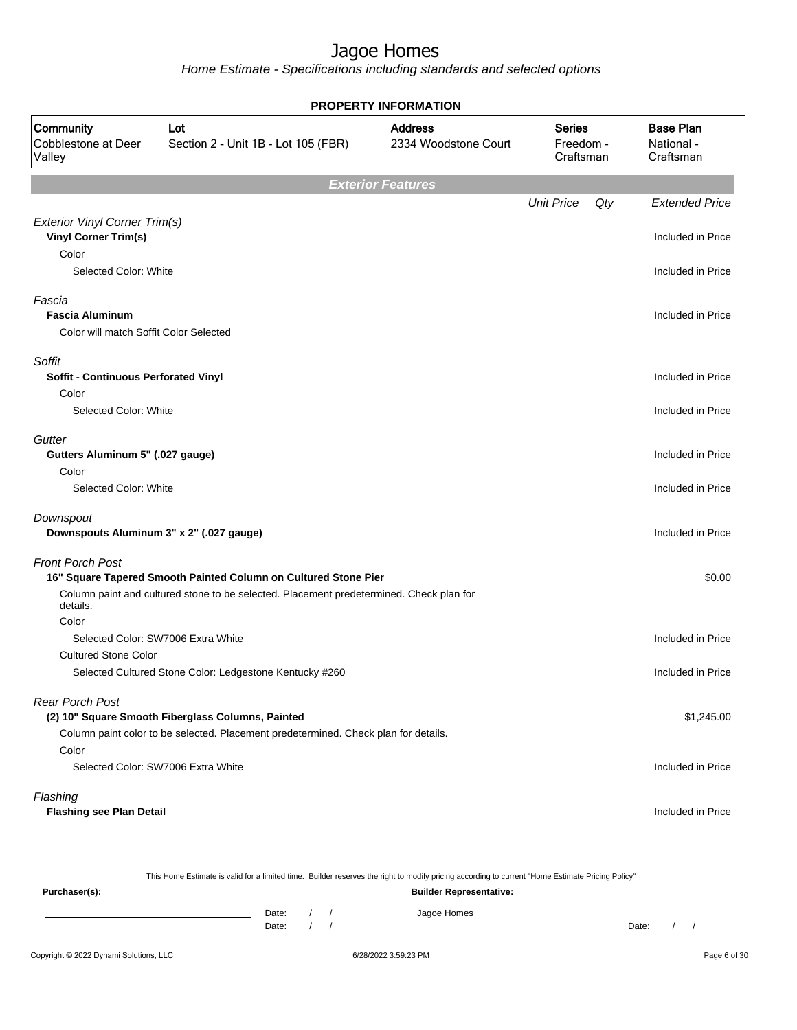# Jagoe Homes

*Home Estimate - Specifications including standards and selected options*

**PROPERTY INFORMATION**

| Community | Lot | Address | Series | Base Plan |
|---|---|---|---|---|
| Cobblestone at Deer Valley | Section 2 - Unit 1B - Lot 105 (FBR) | 2334 Woodstone Court | Freedom - Craftsman | National - Craftsman |

## Exterior Features

| | Unit Price | Qty | Extended Price |
|---|---|---|---|
| *Exterior Vinyl Corner Trim(s)* | | | |
| **Vinyl Corner Trim(s)** | | | Included in Price |
| Color | | | |
| Selected Color: White | | | Included in Price |
| *Fascia* | | | |
| **Fascia Aluminum** | | | Included in Price |
| Color will match Soffit Color Selected | | | |
| *Soffit* | | | |
| **Soffit - Continuous Perforated Vinyl** | | | Included in Price |
| Color | | | |
| Selected Color: White | | | Included in Price |
| *Gutter* | | | |
| **Gutters Aluminum 5" (.027 gauge)** | | | Included in Price |
| Color | | | |
| Selected Color: White | | | Included in Price |
| *Downspout* | | | |
| **Downspouts Aluminum 3" x 2" (.027 gauge)** | | | Included in Price |
| *Front Porch Post* | | | |
| **16" Square Tapered Smooth Painted Column on Cultured Stone Pier** | | | $0.00 |
| Column paint and cultured stone to be selected. Placement predetermined. Check plan for details. | | | |
| Color | | | |
| Selected Color: SW7006 Extra White | | | Included in Price |
| Cultured Stone Color | | | |
| Selected Cultured Stone Color: Ledgestone Kentucky #260 | | | Included in Price |
| *Rear Porch Post* | | | |
| **(2) 10" Square Smooth Fiberglass Columns, Painted** | | | $1,245.00 |
| Column paint color to be selected. Placement predetermined. Check plan for details. | | | |
| Color | | | |
| Selected Color: SW7006 Extra White | | | Included in Price |
| *Flashing* | | | |
| **Flashing see Plan Detail** | | | Included in Price |

This Home Estimate is valid for a limited time. Builder reserves the right to modify pricing according to current "Home Estimate Pricing Policy"

**Purchaser(s):**

Date: / /
Date: / /

**Builder Representative:**

Jagoe Homes

Date: / /

Copyright © 2022 Dynami Solutions, LLC — 6/28/2022 3:59:23 PM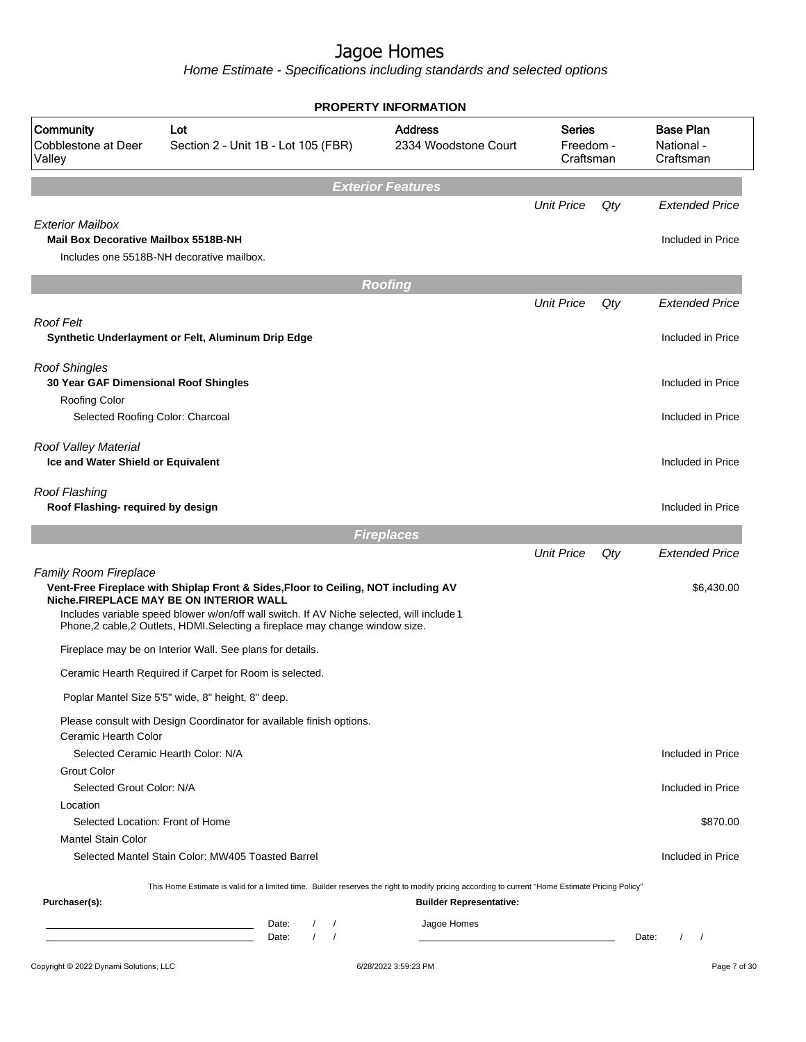# Jagoe Homes

*Home Estimate - Specifications including standards and selected options*

## PROPERTY INFORMATION

| Community | Lot | Address | Series | Base Plan |
|---|---|---|---|---|
| Cobblestone at Deer Valley | Section 2 - Unit 1B - Lot 105 (FBR) | 2334 Woodstone Court | Freedom - Craftsman | National - Craftsman |

## Exterior Features

| | Unit Price | Qty | Extended Price |
|---|---|---|---|
| *Exterior Mailbox* | | | |
| **Mail Box Decorative Mailbox 5518B-NH** | | | Included in Price |
| Includes one 5518B-NH decorative mailbox. | | | |

## Roofing

| | Unit Price | Qty | Extended Price |
|---|---|---|---|
| *Roof Felt* | | | |
| **Synthetic Underlayment or Felt, Aluminum Drip Edge** | | | Included in Price |
| *Roof Shingles* | | | |
| **30 Year GAF Dimensional Roof Shingles** | | | Included in Price |
| Roofing Color | | | |
| Selected Roofing Color: Charcoal | | | Included in Price |
| *Roof Valley Material* | | | |
| **Ice and Water Shield or Equivalent** | | | Included in Price |
| *Roof Flashing* | | | |
| **Roof Flashing- required by design** | | | Included in Price |

## Fireplaces

| | Unit Price | Qty | Extended Price |
|---|---|---|---|
| *Family Room Fireplace* | | | |
| **Vent-Free Fireplace with Shiplap Front & Sides,Floor to Ceiling, NOT including AV Niche.FIREPLACE MAY BE ON INTERIOR WALL** | | | $6,430.00 |
| Includes variable speed blower w/on/off wall switch. If AV Niche selected, will include 1 Phone,2 cable,2 Outlets, HDMI.Selecting a fireplace may change window size. | | | |
| Fireplace may be on Interior Wall. See plans for details. | | | |
| Ceramic Hearth Required if Carpet for Room is selected. | | | |
| Poplar Mantel Size 5'5" wide, 8" height, 8" deep. | | | |
| Please consult with Design Coordinator for available finish options. | | | |
| Ceramic Hearth Color | | | |
| Selected Ceramic Hearth Color: N/A | | | Included in Price |
| Grout Color | | | |
| Selected Grout Color: N/A | | | Included in Price |
| Location | | | |
| Selected Location: Front of Home | | | $870.00 |
| Mantel Stain Color | | | |
| Selected Mantel Stain Color: MW405 Toasted Barrel | | | Included in Price |

This Home Estimate is valid for a limited time. Builder reserves the right to modify pricing according to current "Home Estimate Pricing Policy"

**Purchaser(s):** **Builder Representative:**

Date: / / Jagoe Homes

Date: / / Date: / /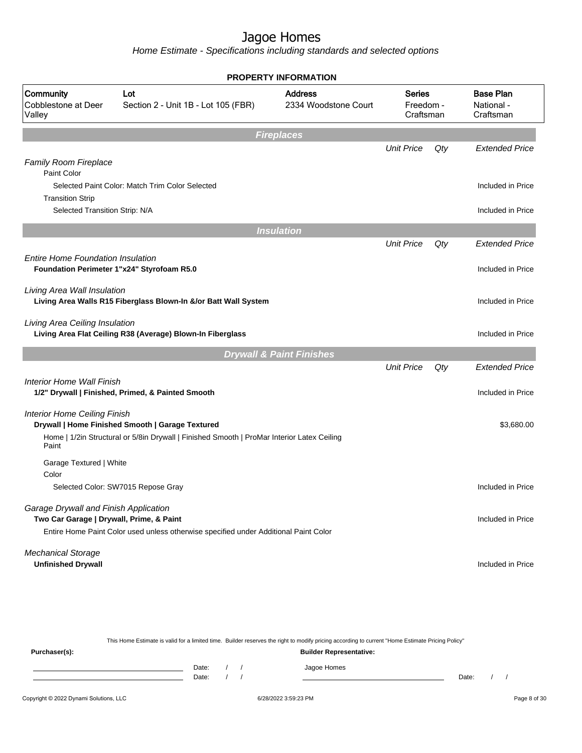# Jagoe Homes

*Home Estimate - Specifications including standards and selected options*

## PROPERTY INFORMATION

| Community | Lot | Address | Series | Base Plan |
|---|---|---|---|---|
| Cobblestone at Deer Valley | Section 2 - Unit 1B - Lot 105 (FBR) | 2334 Woodstone Court | Freedom - Craftsman | National - Craftsman |

## Fireplaces

| | Unit Price | Qty | Extended Price |
|---|---|---|---|
| *Family Room Fireplace* | | | |
| Paint Color | | | |
| Selected Paint Color: Match Trim Color Selected | | | Included in Price |
| Transition Strip | | | |
| Selected Transition Strip: N/A | | | Included in Price |

## Insulation

| | Unit Price | Qty | Extended Price |
|---|---|---|---|
| *Entire Home Foundation Insulation* | | | |
| **Foundation Perimeter 1"x24" Styrofoam R5.0** | | | Included in Price |
| *Living Area Wall Insulation* | | | |
| **Living Area Walls R15 Fiberglass Blown-In &/or Batt Wall System** | | | Included in Price |
| *Living Area Ceiling Insulation* | | | |
| **Living Area Flat Ceiling R38 (Average) Blown-In Fiberglass** | | | Included in Price |

## Drywall & Paint Finishes

| | Unit Price | Qty | Extended Price |
|---|---|---|---|
| *Interior Home Wall Finish* | | | |
| **1/2" Drywall \| Finished, Primed, & Painted Smooth** | | | Included in Price |
| *Interior Home Ceiling Finish* | | | |
| **Drywall \| Home Finished Smooth \| Garage Textured** | | | $3,680.00 |
| Home \| 1/2in Structural or 5/8in Drywall \| Finished Smooth \| ProMar Interior Latex Ceiling Paint | | | |
| Garage Textured \| White | | | |
| Color | | | |
| Selected Color: SW7015 Repose Gray | | | Included in Price |
| *Garage Drywall and Finish Application* | | | |
| **Two Car Garage \| Drywall, Prime, & Paint** | | | Included in Price |
| Entire Home Paint Color used unless otherwise specified under Additional Paint Color | | | |
| *Mechanical Storage* | | | |
| **Unfinished Drywall** | | | Included in Price |

This Home Estimate is valid for a limited time. Builder reserves the right to modify pricing according to current "Home Estimate Pricing Policy"

**Purchaser(s):**

Date: / /

Date: / /

**Builder Representative:**

Jagoe Homes

Date: / /

Copyright © 2022 Dynami Solutions, LLC — 6/28/2022 3:59:23 PM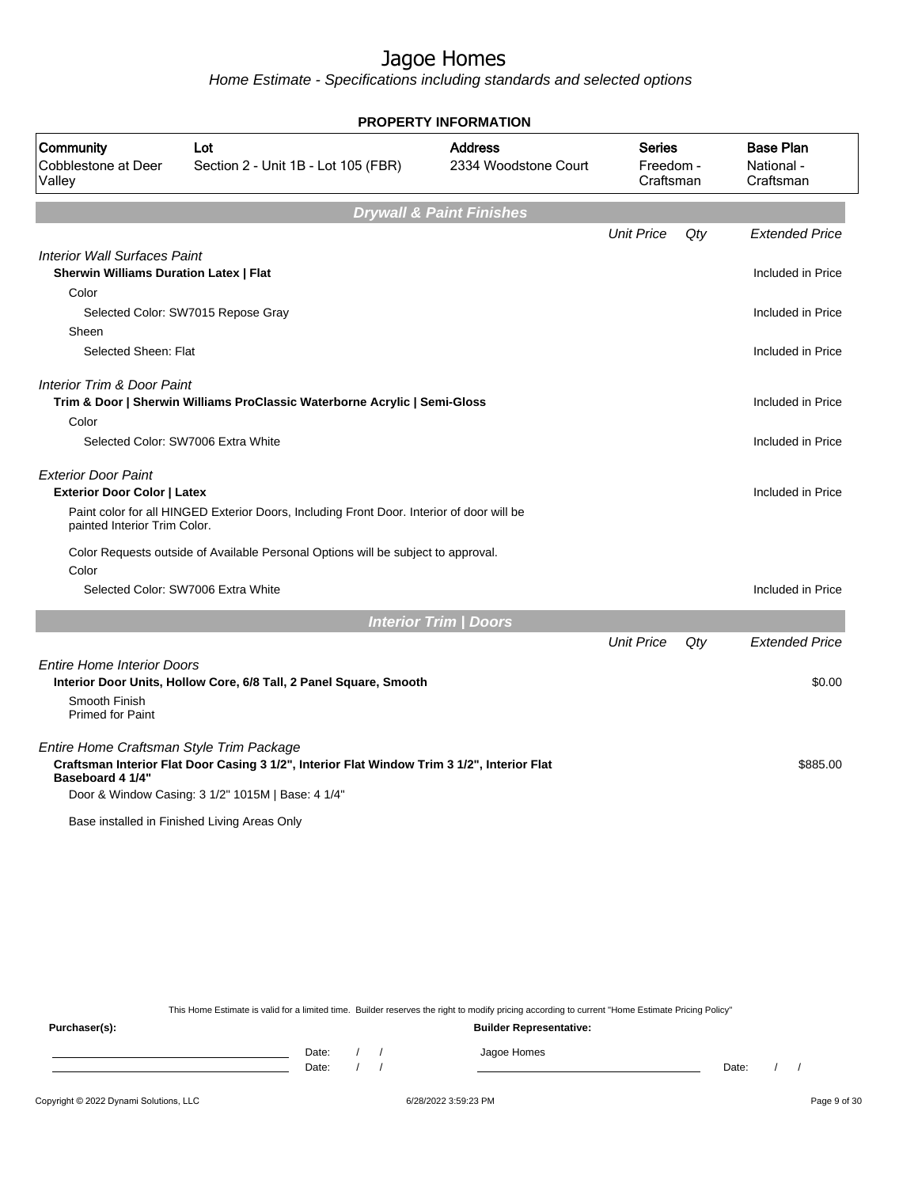# Jagoe Homes

*Home Estimate - Specifications including standards and selected options*

**PROPERTY INFORMATION**

| Community | Lot | Address | Series | Base Plan |
|---|---|---|---|---|
| Cobblestone at Deer Valley | Section 2 - Unit 1B - Lot 105 (FBR) | 2334 Woodstone Court | Freedom - Craftsman | National - Craftsman |

## Drywall & Paint Finishes

| | Unit Price | Qty | Extended Price |
|---|---|---|---|
| *Interior Wall Surfaces Paint* | | | |
| **Sherwin Williams Duration Latex \| Flat** | | | Included in Price |
| Color | | | |
| Selected Color: SW7015 Repose Gray | | | Included in Price |
| Sheen | | | |
| Selected Sheen: Flat | | | Included in Price |
| *Interior Trim & Door Paint* | | | |
| **Trim & Door \| Sherwin Williams ProClassic Waterborne Acrylic \| Semi-Gloss** | | | Included in Price |
| Color | | | |
| Selected Color: SW7006 Extra White | | | Included in Price |
| *Exterior Door Paint* | | | |
| **Exterior Door Color \| Latex** | | | Included in Price |
| Paint color for all HINGED Exterior Doors, Including Front Door. Interior of door will be painted Interior Trim Color. | | | |
| Color Requests outside of Available Personal Options will be subject to approval. | | | |
| Color | | | |
| Selected Color: SW7006 Extra White | | | Included in Price |

## Interior Trim | Doors

| | Unit Price | Qty | Extended Price |
|---|---|---|---|
| *Entire Home Interior Doors* | | | |
| **Interior Door Units, Hollow Core, 6/8 Tall, 2 Panel Square, Smooth** | | | $0.00 |
| Smooth Finish<br>Primed for Paint | | | |
| *Entire Home Craftsman Style Trim Package* | | | |
| **Craftsman Interior Flat Door Casing 3 1/2", Interior Flat Window Trim 3 1/2", Interior Flat Baseboard 4 1/4"** | | | $885.00 |
| Door & Window Casing: 3 1/2" 1015M \| Base: 4 1/4" | | | |
| Base installed in Finished Living Areas Only | | | |

This Home Estimate is valid for a limited time. Builder reserves the right to modify pricing according to current "Home Estimate Pricing Policy"

**Purchaser(s):** Date: / / Date: / /

**Builder Representative:** Jagoe Homes Date: / /

Copyright © 2022 Dynami Solutions, LLC 6/28/2022 3:59:23 PM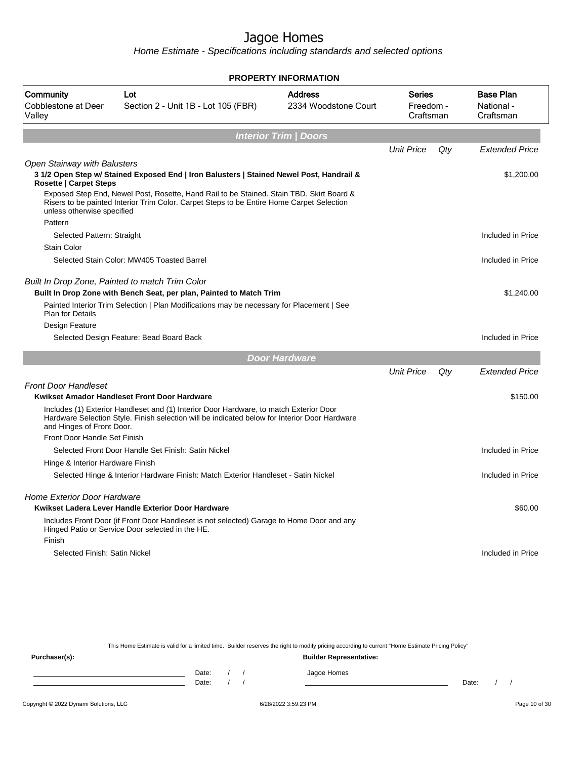# Jagoe Homes

*Home Estimate - Specifications including standards and selected options*

**PROPERTY INFORMATION**

| Community | Lot | Address | Series | Base Plan |
|---|---|---|---|---|
| Cobblestone at Deer Valley | Section 2 - Unit 1B - Lot 105 (FBR) | 2334 Woodstone Court | Freedom - Craftsman | National - Craftsman |

## Interior Trim | Doors

| | Unit Price | Qty | Extended Price |
|---|---|---|---|
| *Open Stairway with Balusters* | | | |
| **3 1/2 Open Step w/ Stained Exposed End \| Iron Balusters \| Stained Newel Post, Handrail & Rosette \| Carpet Steps** | | | $1,200.00 |
| Exposed Step End, Newel Post, Rosette, Hand Rail to be Stained. Stain TBD. Skirt Board & Risers to be painted Interior Trim Color. Carpet Steps to be Entire Home Carpet Selection unless otherwise specified | | | |
| Pattern | | | |
| Selected Pattern: Straight | | | Included in Price |
| Stain Color | | | |
| Selected Stain Color: MW405 Toasted Barrel | | | Included in Price |
| *Built In Drop Zone, Painted to match Trim Color* | | | |
| **Built In Drop Zone with Bench Seat, per plan, Painted to Match Trim** | | | $1,240.00 |
| Painted Interior Trim Selection \| Plan Modifications may be necessary for Placement \| See Plan for Details | | | |
| Design Feature | | | |
| Selected Design Feature: Bead Board Back | | | Included in Price |

## Door Hardware

| | Unit Price | Qty | Extended Price |
|---|---|---|---|
| *Front Door Handleset* | | | |
| **Kwikset Amador Handleset Front Door Hardware** | | | $150.00 |
| Includes (1) Exterior Handleset and (1) Interior Door Hardware, to match Exterior Door Hardware Selection Style. Finish selection will be indicated below for Interior Door Hardware and Hinges of Front Door. | | | |
| Front Door Handle Set Finish | | | |
| Selected Front Door Handle Set Finish: Satin Nickel | | | Included in Price |
| Hinge & Interior Hardware Finish | | | |
| Selected Hinge & Interior Hardware Finish: Match Exterior Handleset - Satin Nickel | | | Included in Price |
| *Home Exterior Door Hardware* | | | |
| **Kwikset Ladera Lever Handle Exterior Door Hardware** | | | $60.00 |
| Includes Front Door (if Front Door Handleset is not selected) Garage to Home Door and any Hinged Patio or Service Door selected in the HE. | | | |
| Finish | | | |
| Selected Finish: Satin Nickel | | | Included in Price |

This Home Estimate is valid for a limited time. Builder reserves the right to modify pricing according to current "Home Estimate Pricing Policy"

**Purchaser(s):** **Builder Representative:**

Date: / /    Jagoe Homes

Date: / /    Date: / /

Copyright © 2022 Dynami Solutions, LLC    6/28/2022 3:59:23 PM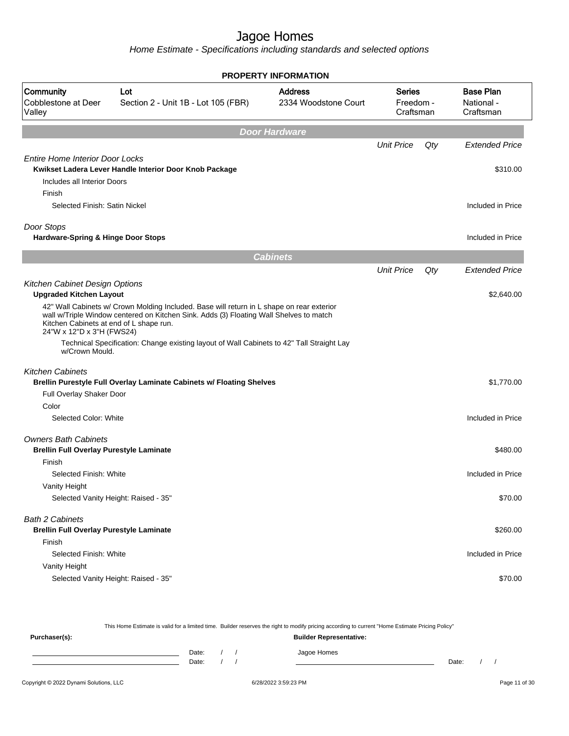# Jagoe Homes

*Home Estimate - Specifications including standards and selected options*

## PROPERTY INFORMATION

| Community | Lot | Address | Series | Base Plan |
|---|---|---|---|---|
| Cobblestone at Deer Valley | Section 2 - Unit 1B - Lot 105 (FBR) | 2334 Woodstone Court | Freedom - Craftsman | National - Craftsman |

## Door Hardware

| | Unit Price | Qty | Extended Price |
|---|---|---|---|
| *Entire Home Interior Door Locks* | | | |
| **Kwikset Ladera Lever Handle Interior Door Knob Package** | | | $310.00 |
| Includes all Interior Doors | | | |
| Finish | | | |
| Selected Finish: Satin Nickel | | | Included in Price |
| *Door Stops* | | | |
| **Hardware-Spring & Hinge Door Stops** | | | Included in Price |

## Cabinets

| | Unit Price | Qty | Extended Price |
|---|---|---|---|
| *Kitchen Cabinet Design Options* | | | |
| **Upgraded Kitchen Layout** | | | $2,640.00 |
| 42" Wall Cabinets w/ Crown Molding Included. Base will return in L shape on rear exterior wall w/Triple Window centered on Kitchen Sink. Adds (3) Floating Wall Shelves to match Kitchen Cabinets at end of L shape run. 24"W x 12"D x 3"H (FWS24) | | | |
| Technical Specification: Change existing layout of Wall Cabinets to 42" Tall Straight Lay w/Crown Mould. | | | |
| *Kitchen Cabinets* | | | |
| **Brellin Purestyle Full Overlay Laminate Cabinets w/ Floating Shelves** | | | $1,770.00 |
| Full Overlay Shaker Door | | | |
| Color | | | |
| Selected Color: White | | | Included in Price |
| *Owners Bath Cabinets* | | | |
| **Brellin Full Overlay Purestyle Laminate** | | | $480.00 |
| Finish | | | |
| Selected Finish: White | | | Included in Price |
| Vanity Height | | | |
| Selected Vanity Height: Raised - 35" | | | $70.00 |
| *Bath 2 Cabinets* | | | |
| **Brellin Full Overlay Purestyle Laminate** | | | $260.00 |
| Finish | | | |
| Selected Finish: White | | | Included in Price |
| Vanity Height | | | |
| Selected Vanity Height: Raised - 35" | | | $70.00 |

This Home Estimate is valid for a limited time. Builder reserves the right to modify pricing according to current "Home Estimate Pricing Policy"

**Purchaser(s):** Date: / / Date: / /

**Builder Representative:** Jagoe Homes Date: / /

Copyright © 2022 Dynami Solutions, LLC — 6/28/2022 3:59:23 PM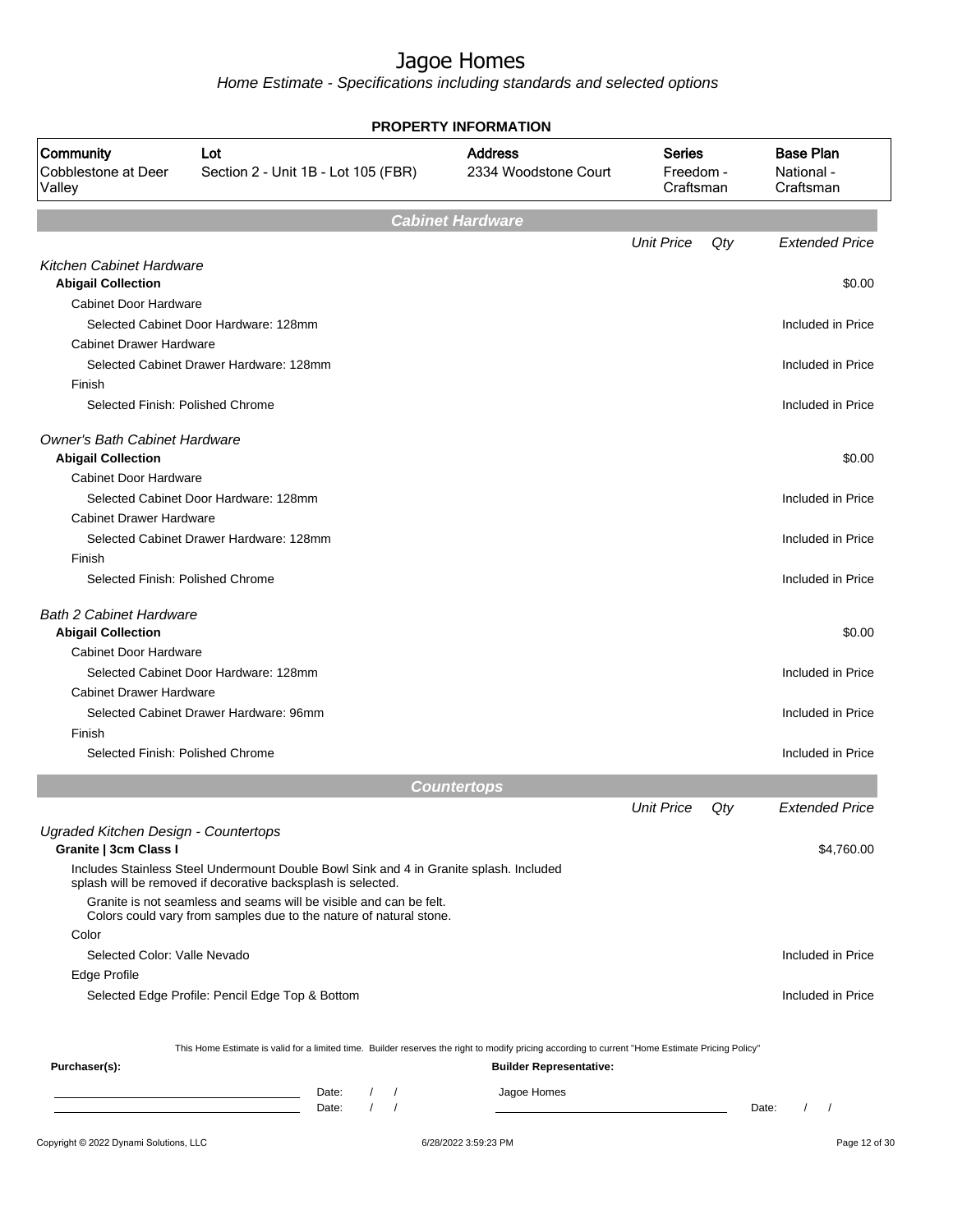# Jagoe Homes

*Home Estimate - Specifications including standards and selected options*

**PROPERTY INFORMATION**

| Community | Lot | Address | Series | Base Plan |
|---|---|---|---|---|
| Cobblestone at Deer Valley | Section 2 - Unit 1B - Lot 105 (FBR) | 2334 Woodstone Court | Freedom - Craftsman | National - Craftsman |

## Cabinet Hardware

| | Unit Price | Qty | Extended Price |
|---|---|---|---|
| *Kitchen Cabinet Hardware* | | | |
| **Abigail Collection** | | | $0.00 |
| Cabinet Door Hardware | | | |
| Selected Cabinet Door Hardware: 128mm | | | Included in Price |
| Cabinet Drawer Hardware | | | |
| Selected Cabinet Drawer Hardware: 128mm | | | Included in Price |
| Finish | | | |
| Selected Finish: Polished Chrome | | | Included in Price |
| *Owner's Bath Cabinet Hardware* | | | |
| **Abigail Collection** | | | $0.00 |
| Cabinet Door Hardware | | | |
| Selected Cabinet Door Hardware: 128mm | | | Included in Price |
| Cabinet Drawer Hardware | | | |
| Selected Cabinet Drawer Hardware: 128mm | | | Included in Price |
| Finish | | | |
| Selected Finish: Polished Chrome | | | Included in Price |
| *Bath 2 Cabinet Hardware* | | | |
| **Abigail Collection** | | | $0.00 |
| Cabinet Door Hardware | | | |
| Selected Cabinet Door Hardware: 128mm | | | Included in Price |
| Cabinet Drawer Hardware | | | |
| Selected Cabinet Drawer Hardware: 96mm | | | Included in Price |
| Finish | | | |
| Selected Finish: Polished Chrome | | | Included in Price |

## Countertops

| | Unit Price | Qty | Extended Price |
|---|---|---|---|
| *Ugraded Kitchen Design - Countertops* | | | |
| **Granite \| 3cm Class I** | | | $4,760.00 |
| Includes Stainless Steel Undermount Double Bowl Sink and 4 in Granite splash. Included splash will be removed if decorative backsplash is selected. | | | |
| Granite is not seamless and seams will be visible and can be felt. Colors could vary from samples due to the nature of natural stone. | | | |
| Color | | | |
| Selected Color: Valle Nevado | | | Included in Price |
| Edge Profile | | | |
| Selected Edge Profile: Pencil Edge Top & Bottom | | | Included in Price |

This Home Estimate is valid for a limited time. Builder reserves the right to modify pricing according to current "Home Estimate Pricing Policy"

**Purchaser(s):**

Date: / /

Date: / /

**Builder Representative:**

Jagoe Homes

Date: / /

Copyright © 2022 Dynami Solutions, LLC

6/28/2022 3:59:23 PM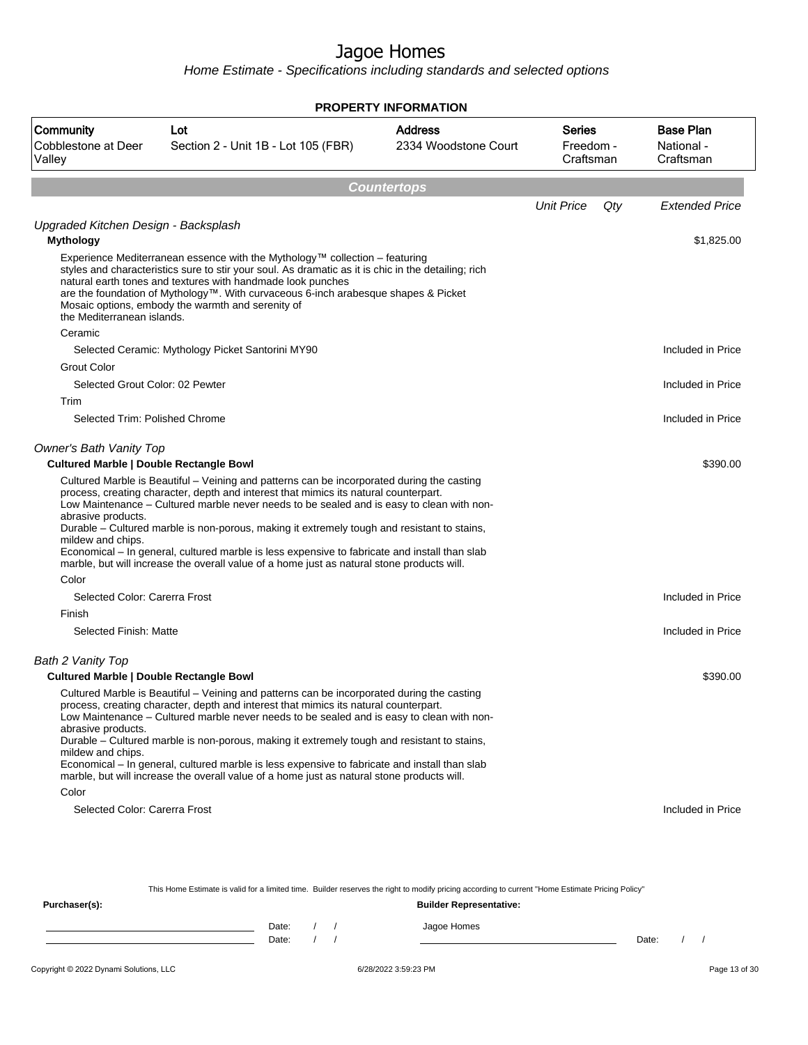# Jagoe Homes

*Home Estimate - Specifications including standards and selected options*

**PROPERTY INFORMATION**

| Community | Lot | Address | Series | Base Plan |
|---|---|---|---|---|
| Cobblestone at Deer Valley | Section 2 - Unit 1B - Lot 105 (FBR) | 2334 Woodstone Court | Freedom - Craftsman | National - Craftsman |

## Countertops

| | Unit Price | Qty | Extended Price |
|---|---|---|---|
| *Upgraded Kitchen Design - Backsplash* | | | |
| **Mythology** | | | $1,825.00 |
| Experience Mediterranean essence with the Mythology™ collection – featuring styles and characteristics sure to stir your soul. As dramatic as it is chic in the detailing; rich natural earth tones and textures with handmade look punches are the foundation of Mythology™. With curvaceous 6-inch arabesque shapes & Picket Mosaic options, embody the warmth and serenity of the Mediterranean islands. | | | |
| Ceramic | | | |
| Selected Ceramic: Mythology Picket Santorini MY90 | | | Included in Price |
| Grout Color | | | |
| Selected Grout Color: 02 Pewter | | | Included in Price |
| Trim | | | |
| Selected Trim: Polished Chrome | | | Included in Price |
| *Owner's Bath Vanity Top* | | | |
| **Cultured Marble \| Double Rectangle Bowl** | | | $390.00 |
| Cultured Marble is Beautiful – Veining and patterns can be incorporated during the casting process, creating character, depth and interest that mimics its natural counterpart. Low Maintenance – Cultured marble never needs to be sealed and is easy to clean with non-abrasive products. Durable – Cultured marble is non-porous, making it extremely tough and resistant to stains, mildew and chips. Economical – In general, cultured marble is less expensive to fabricate and install than slab marble, but will increase the overall value of a home just as natural stone products will. | | | |
| Color | | | |
| Selected Color: Carerra Frost | | | Included in Price |
| Finish | | | |
| Selected Finish: Matte | | | Included in Price |
| *Bath 2 Vanity Top* | | | |
| **Cultured Marble \| Double Rectangle Bowl** | | | $390.00 |
| Cultured Marble is Beautiful – Veining and patterns can be incorporated during the casting process, creating character, depth and interest that mimics its natural counterpart. Low Maintenance – Cultured marble never needs to be sealed and is easy to clean with non-abrasive products. Durable – Cultured marble is non-porous, making it extremely tough and resistant to stains, mildew and chips. Economical – In general, cultured marble is less expensive to fabricate and install than slab marble, but will increase the overall value of a home just as natural stone products will. | | | |
| Color | | | |
| Selected Color: Carerra Frost | | | Included in Price |

This Home Estimate is valid for a limited time. Builder reserves the right to modify pricing according to current "Home Estimate Pricing Policy"

**Purchaser(s):**

Date: / /

Date: / /

**Builder Representative:**

Jagoe Homes

Date: / /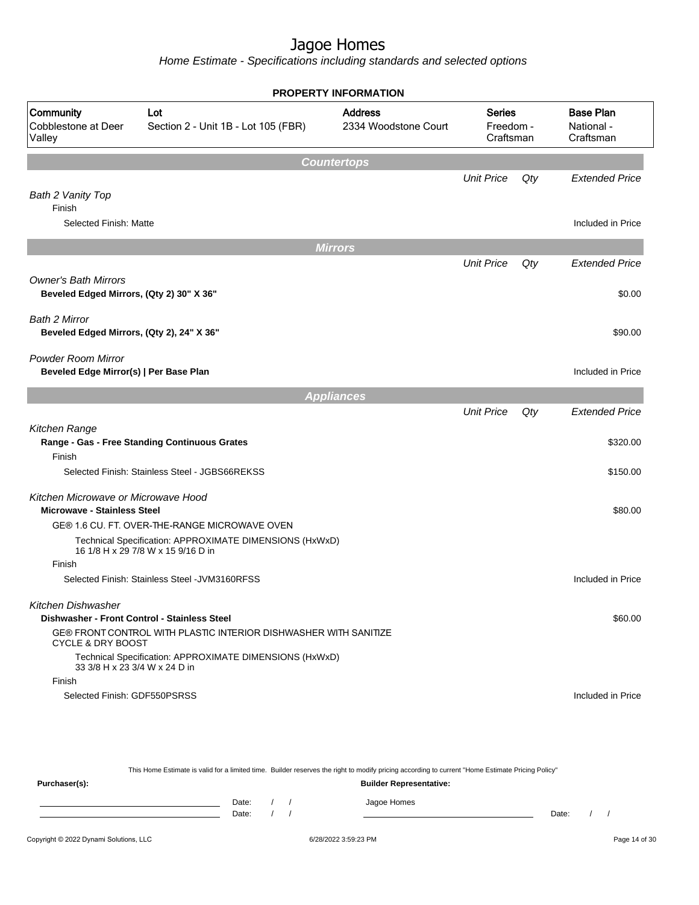# Jagoe Homes

*Home Estimate - Specifications including standards and selected options*

**PROPERTY INFORMATION**

| Community | Lot | Address | Series | Base Plan |
|---|---|---|---|---|
| Cobblestone at Deer Valley | Section 2 - Unit 1B - Lot 105 (FBR) | 2334 Woodstone Court | Freedom - Craftsman | National - Craftsman |

## Countertops

| | Unit Price | Qty | Extended Price |
|---|---|---|---|
| *Bath 2 Vanity Top* | | | |
| Finish | | | |
| Selected Finish: Matte | | | Included in Price |

## Mirrors

| | Unit Price | Qty | Extended Price |
|---|---|---|---|
| *Owner's Bath Mirrors* | | | |
| **Beveled Edged Mirrors, (Qty 2) 30" X 36"** | | | $0.00 |
| *Bath 2 Mirror* | | | |
| **Beveled Edged Mirrors, (Qty 2), 24" X 36"** | | | $90.00 |
| *Powder Room Mirror* | | | |
| **Beveled Edge Mirror(s) \| Per Base Plan** | | | Included in Price |

## Appliances

| | Unit Price | Qty | Extended Price |
|---|---|---|---|
| *Kitchen Range* | | | |
| **Range - Gas - Free Standing Continuous Grates** | | | $320.00 |
| Finish | | | |
| Selected Finish: Stainless Steel - JGBS66REKSS | | | $150.00 |
| *Kitchen Microwave or Microwave Hood* | | | |
| **Microwave - Stainless Steel** | | | $80.00 |
| GE® 1.6 CU. FT. OVER-THE-RANGE MICROWAVE OVEN | | | |
| Technical Specification: APPROXIMATE DIMENSIONS (HxWxD) 16 1/8 H x 29 7/8 W x 15 9/16 D in | | | |
| Finish | | | |
| Selected Finish: Stainless Steel -JVM3160RFSS | | | Included in Price |
| *Kitchen Dishwasher* | | | |
| **Dishwasher - Front Control - Stainless Steel** | | | $60.00 |
| GE® FRONT CONTROL WITH PLASTIC INTERIOR DISHWASHER WITH SANITIZE CYCLE & DRY BOOST | | | |
| Technical Specification: APPROXIMATE DIMENSIONS (HxWxD) 33 3/8 H x 23 3/4 W x 24 D in | | | |
| Finish | | | |
| Selected Finish: GDF550PSRSS | | | Included in Price |

This Home Estimate is valid for a limited time. Builder reserves the right to modify pricing according to current "Home Estimate Pricing Policy"

**Purchaser(s):**

Date: / /

Date: / /

**Builder Representative:**

Jagoe Homes

Date: / /

Copyright © 2022 Dynami Solutions, LLC — 6/28/2022 3:59:23 PM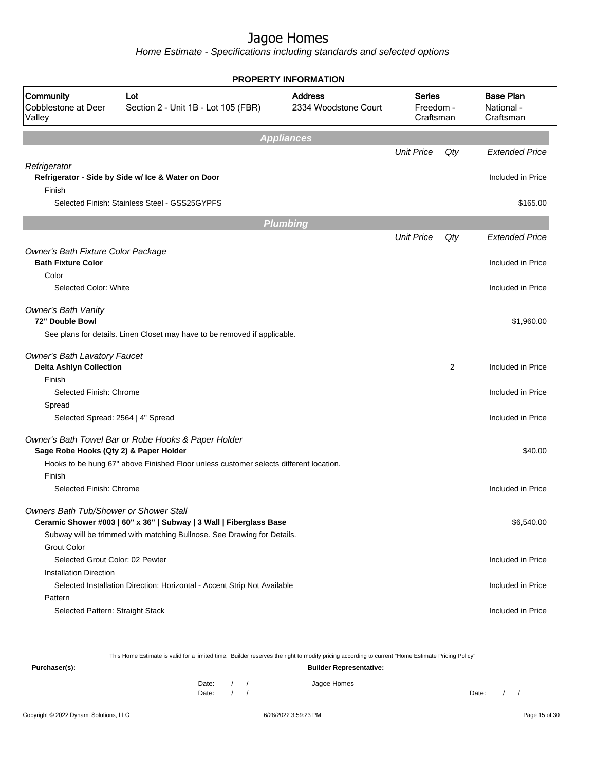# Jagoe Homes

Home Estimate - Specifications including standards and selected options

**PROPERTY INFORMATION**

| Community | Lot | Address | Series | Base Plan |
|---|---|---|---|---|
| Cobblestone at Deer Valley | Section 2 - Unit 1B - Lot 105 (FBR) | 2334 Woodstone Court | Freedom - Craftsman | National - Craftsman |

## Appliances

| | Unit Price | Qty | Extended Price |
|---|---|---|---|
| *Refrigerator* | | | |
| **Refrigerator - Side by Side w/ Ice & Water on Door** | | | Included in Price |
| Finish | | | |
| Selected Finish: Stainless Steel - GSS25GYPFS | | | $165.00 |

## Plumbing

| | Unit Price | Qty | Extended Price |
|---|---|---|---|
| *Owner's Bath Fixture Color Package* | | | |
| **Bath Fixture Color** | | | Included in Price |
| Color | | | |
| Selected Color: White | | | Included in Price |
| *Owner's Bath Vanity* | | | |
| **72" Double Bowl** | | | $1,960.00 |
| See plans for details. Linen Closet may have to be removed if applicable. | | | |
| *Owner's Bath Lavatory Faucet* | | | |
| **Delta Ashlyn Collection** | | 2 | Included in Price |
| Finish | | | |
| Selected Finish: Chrome | | | Included in Price |
| Spread | | | |
| Selected Spread: 2564 \| 4" Spread | | | Included in Price |
| *Owner's Bath Towel Bar or Robe Hooks & Paper Holder* | | | |
| **Sage Robe Hooks (Qty 2) & Paper Holder** | | | $40.00 |
| Hooks to be hung 67" above Finished Floor unless customer selects different location. | | | |
| Finish | | | |
| Selected Finish: Chrome | | | Included in Price |
| *Owners Bath Tub/Shower or Shower Stall* | | | |
| **Ceramic Shower #003 \| 60" x 36" \| Subway \| 3 Wall \| Fiberglass Base** | | | $6,540.00 |
| Subway will be trimmed with matching Bullnose. See Drawing for Details. | | | |
| Grout Color | | | |
| Selected Grout Color: 02 Pewter | | | Included in Price |
| Installation Direction | | | |
| Selected Installation Direction: Horizontal - Accent Strip Not Available | | | Included in Price |
| Pattern | | | |
| Selected Pattern: Straight Stack | | | Included in Price |

This Home Estimate is valid for a limited time. Builder reserves the right to modify pricing according to current "Home Estimate Pricing Policy"

**Purchaser(s):** Date: / / Date: / /

**Builder Representative:** Jagoe Homes Date: / /

Copyright © 2022 Dynami Solutions, LLC 6/28/2022 3:59:23 PM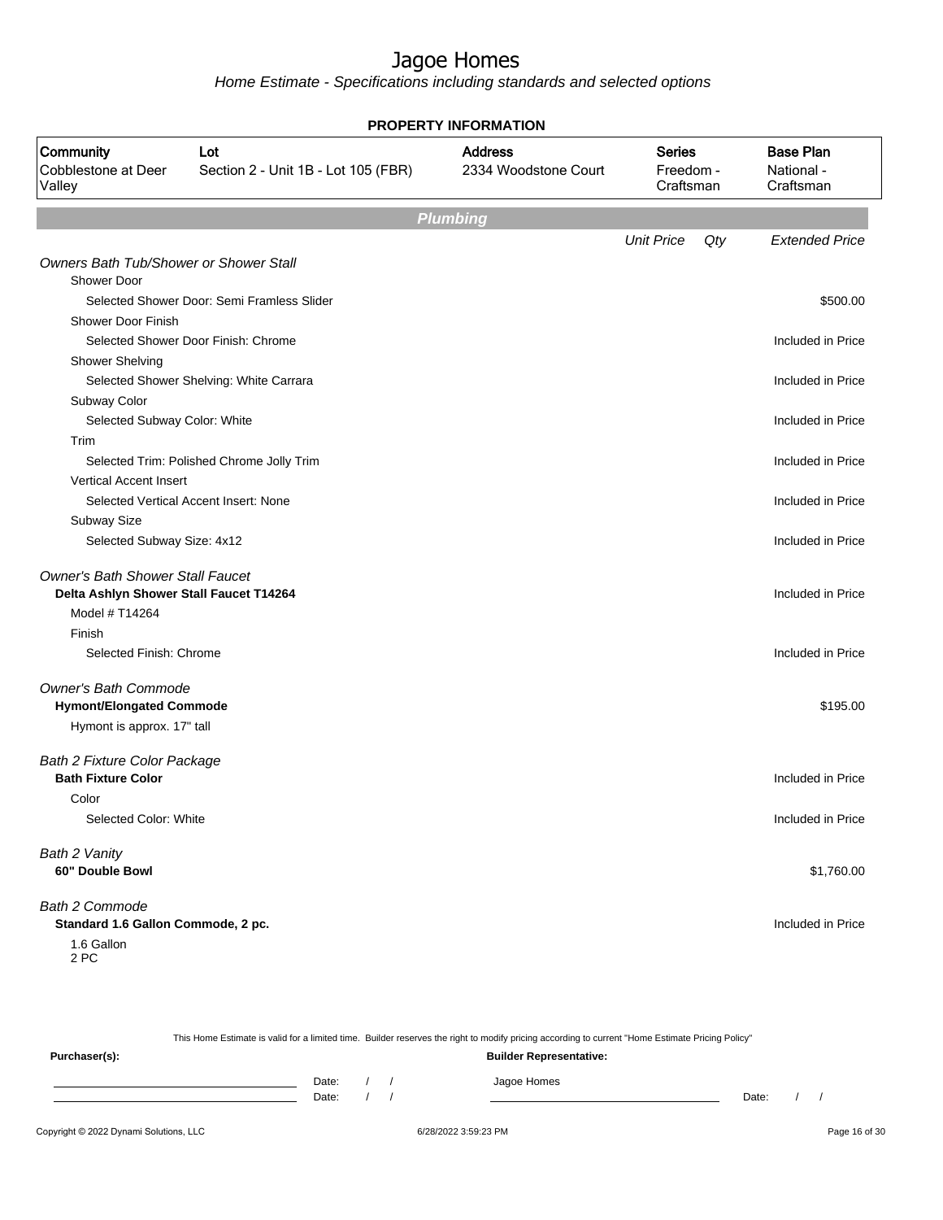# Jagoe Homes

Home Estimate - Specifications including standards and selected options

**PROPERTY INFORMATION**

| Community | Lot | Address | Series | Base Plan |
|---|---|---|---|---|
| Cobblestone at Deer Valley | Section 2 - Unit 1B - Lot 105 (FBR) | 2334 Woodstone Court | Freedom - Craftsman | National - Craftsman |

## Plumbing

| | Unit Price | Qty | Extended Price |
|---|---|---|---|
| *Owners Bath Tub/Shower or Shower Stall* | | | |
| Shower Door | | | |
| Selected Shower Door: Semi Framless Slider | | | $500.00 |
| Shower Door Finish | | | |
| Selected Shower Door Finish: Chrome | | | Included in Price |
| Shower Shelving | | | |
| Selected Shower Shelving: White Carrara | | | Included in Price |
| Subway Color | | | |
| Selected Subway Color: White | | | Included in Price |
| Trim | | | |
| Selected Trim: Polished Chrome Jolly Trim | | | Included in Price |
| Vertical Accent Insert | | | |
| Selected Vertical Accent Insert: None | | | Included in Price |
| Subway Size | | | |
| Selected Subway Size: 4x12 | | | Included in Price |
| *Owner's Bath Shower Stall Faucet* | | | |
| **Delta Ashlyn Shower Stall Faucet T14264** | | | Included in Price |
| Model # T14264 | | | |
| Finish | | | |
| Selected Finish: Chrome | | | Included in Price |
| *Owner's Bath Commode* | | | |
| **Hymont/Elongated Commode** | | | $195.00 |
| Hymont is approx. 17" tall | | | |
| *Bath 2 Fixture Color Package* | | | |
| **Bath Fixture Color** | | | Included in Price |
| Color | | | |
| Selected Color: White | | | Included in Price |
| *Bath 2 Vanity* | | | |
| **60" Double Bowl** | | | $1,760.00 |
| *Bath 2 Commode* | | | |
| **Standard 1.6 Gallon Commode, 2 pc.** | | | Included in Price |
| 1.6 Gallon 2 PC | | | |

This Home Estimate is valid for a limited time. Builder reserves the right to modify pricing according to current "Home Estimate Pricing Policy"

**Purchaser(s):** Date: / / Date: / /

**Builder Representative:** Jagoe Homes Date: / /

Copyright © 2022 Dynami Solutions, LLC 6/28/2022 3:59:23 PM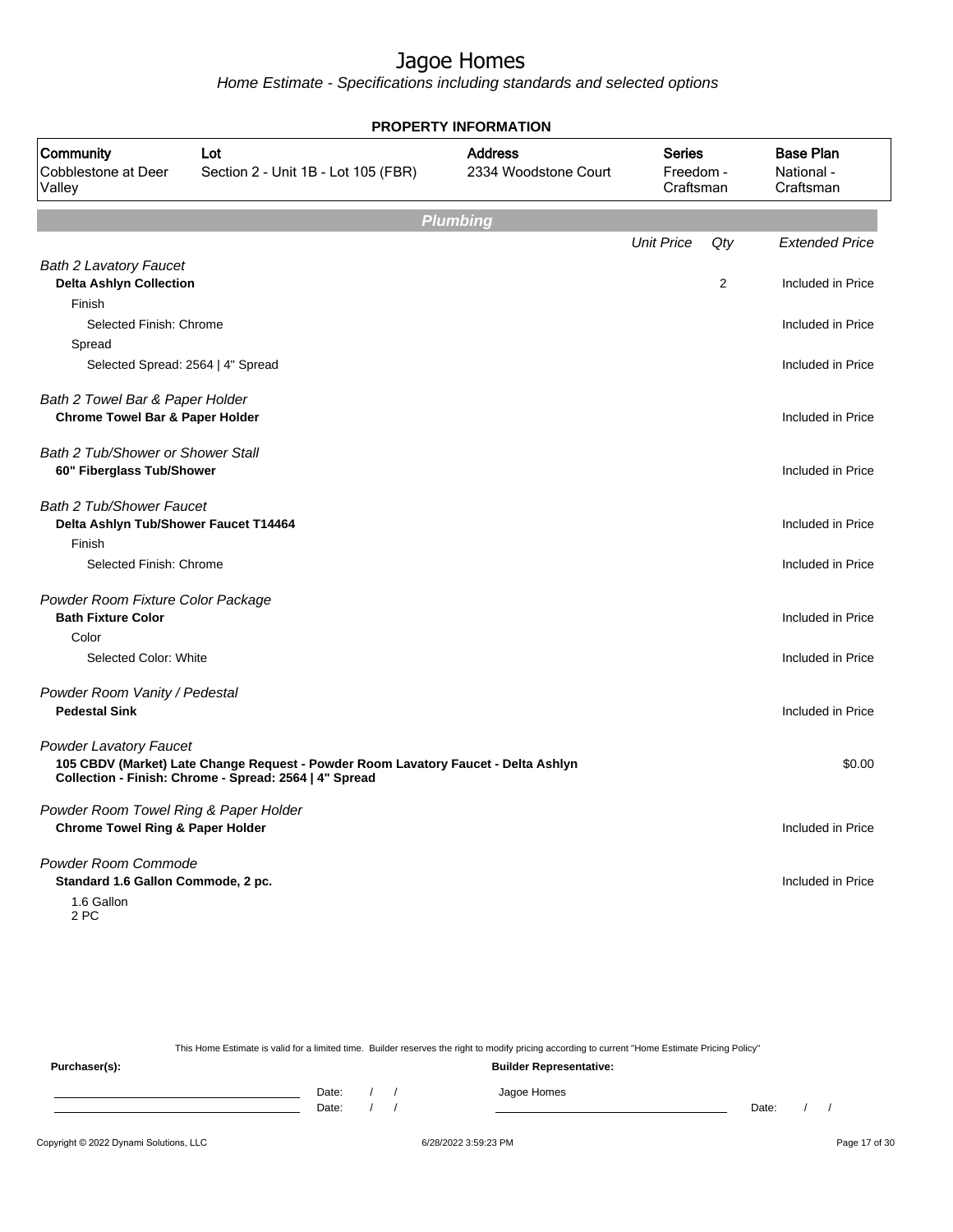# Jagoe Homes

*Home Estimate - Specifications including standards and selected options*

**PROPERTY INFORMATION**

| Community | Lot | Address | Series | Base Plan |
|---|---|---|---|---|
| Cobblestone at Deer Valley | Section 2 - Unit 1B - Lot 105 (FBR) | 2334 Woodstone Court | Freedom - Craftsman | National - Craftsman |

## Plumbing

| | Unit Price | Qty | Extended Price |
|---|---|---|---|
| *Bath 2 Lavatory Faucet* | | | |
| **Delta Ashlyn Collection** | | 2 | Included in Price |
| Finish | | | |
| Selected Finish: Chrome | | | Included in Price |
| Spread | | | |
| Selected Spread: 2564 \| 4" Spread | | | Included in Price |
| *Bath 2 Towel Bar & Paper Holder* | | | |
| **Chrome Towel Bar & Paper Holder** | | | Included in Price |
| *Bath 2 Tub/Shower or Shower Stall* | | | |
| **60" Fiberglass Tub/Shower** | | | Included in Price |
| *Bath 2 Tub/Shower Faucet* | | | |
| **Delta Ashlyn Tub/Shower Faucet T14464** | | | Included in Price |
| Finish | | | |
| Selected Finish: Chrome | | | Included in Price |
| *Powder Room Fixture Color Package* | | | |
| **Bath Fixture Color** | | | Included in Price |
| Color | | | |
| Selected Color: White | | | Included in Price |
| *Powder Room Vanity / Pedestal* | | | |
| **Pedestal Sink** | | | Included in Price |
| *Powder Lavatory Faucet* | | | |
| **105 CBDV (Market) Late Change Request - Powder Room Lavatory Faucet - Delta Ashlyn Collection - Finish: Chrome - Spread: 2564 \| 4" Spread** | | | $0.00 |
| *Powder Room Towel Ring & Paper Holder* | | | |
| **Chrome Towel Ring & Paper Holder** | | | Included in Price |
| *Powder Room Commode* | | | |
| **Standard 1.6 Gallon Commode, 2 pc.** | | | Included in Price |
| 1.6 Gallon<br>2 PC | | | |

This Home Estimate is valid for a limited time. Builder reserves the right to modify pricing according to current "Home Estimate Pricing Policy"

**Purchaser(s):**

Date: / /

Date: / /

**Builder Representative:**

Jagoe Homes

Date: / /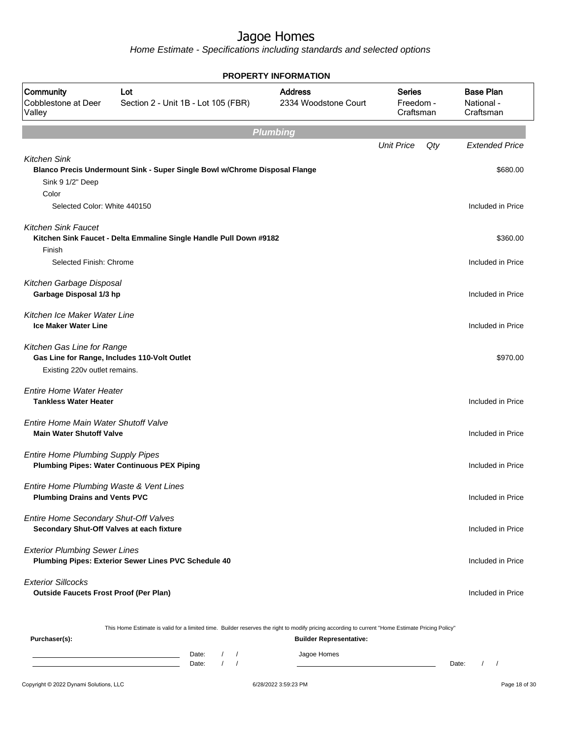# Jagoe Homes

*Home Estimate - Specifications including standards and selected options*

**PROPERTY INFORMATION**

| Community | Lot | Address | Series | Base Plan |
|---|---|---|---|---|
| Cobblestone at Deer Valley | Section 2 - Unit 1B - Lot 105 (FBR) | 2334 Woodstone Court | Freedom - Craftsman | National - Craftsman |

## Plumbing

| | Unit Price | Qty | Extended Price |
|---|---|---|---|
| *Kitchen Sink* | | | |
| **Blanco Precis Undermount Sink - Super Single Bowl w/Chrome Disposal Flange** | | | $680.00 |
| Sink 9 1/2" Deep | | | |
| Color | | | |
| Selected Color: White 440150 | | | Included in Price |
| *Kitchen Sink Faucet* | | | |
| **Kitchen Sink Faucet - Delta Emmaline Single Handle Pull Down #9182** | | | $360.00 |
| Finish | | | |
| Selected Finish: Chrome | | | Included in Price |
| *Kitchen Garbage Disposal* | | | |
| **Garbage Disposal 1/3 hp** | | | Included in Price |
| *Kitchen Ice Maker Water Line* | | | |
| **Ice Maker Water Line** | | | Included in Price |
| *Kitchen Gas Line for Range* | | | |
| **Gas Line for Range, Includes 110-Volt Outlet** | | | $970.00 |
| Existing 220v outlet remains. | | | |
| *Entire Home Water Heater* | | | |
| **Tankless Water Heater** | | | Included in Price |
| *Entire Home Main Water Shutoff Valve* | | | |
| **Main Water Shutoff Valve** | | | Included in Price |
| *Entire Home Plumbing Supply Pipes* | | | |
| **Plumbing Pipes: Water Continuous PEX Piping** | | | Included in Price |
| *Entire Home Plumbing Waste & Vent Lines* | | | |
| **Plumbing Drains and Vents PVC** | | | Included in Price |
| *Entire Home Secondary Shut-Off Valves* | | | |
| **Secondary Shut-Off Valves at each fixture** | | | Included in Price |
| *Exterior Plumbing Sewer Lines* | | | |
| **Plumbing Pipes: Exterior Sewer Lines PVC Schedule 40** | | | Included in Price |
| *Exterior Sillcocks* | | | |
| **Outside Faucets Frost Proof (Per Plan)** | | | Included in Price |

This Home Estimate is valid for a limited time. Builder reserves the right to modify pricing according to current "Home Estimate Pricing Policy"

**Purchaser(s):**

Date: / /

Date: / /

**Builder Representative:**

Jagoe Homes

Date: / /

Copyright © 2022 Dynami Solutions, LLC

6/28/2022 3:59:23 PM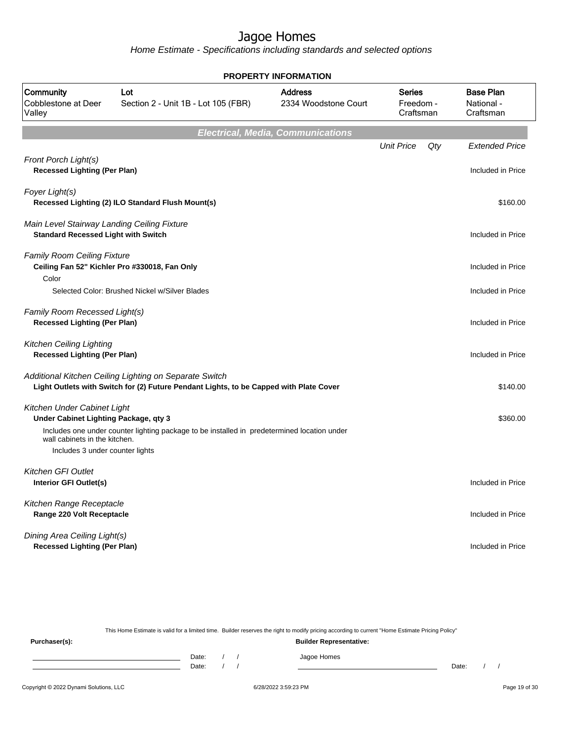# Jagoe Homes

*Home Estimate - Specifications including standards and selected options*

**PROPERTY INFORMATION**

| Community | Lot | Address | Series | Base Plan |
|---|---|---|---|---|
| Cobblestone at Deer Valley | Section 2 - Unit 1B - Lot 105 (FBR) | 2334 Woodstone Court | Freedom - Craftsman | National - Craftsman |

## Electrical, Media, Communications

| | Unit Price | Qty | Extended Price |
|---|---|---|---|
| *Front Porch Light(s)* | | | |
| **Recessed Lighting (Per Plan)** | | | Included in Price |
| *Foyer Light(s)* | | | |
| **Recessed Lighting (2) ILO Standard Flush Mount(s)** | | | $160.00 |
| *Main Level Stairway Landing Ceiling Fixture* | | | |
| **Standard Recessed Light with Switch** | | | Included in Price |
| *Family Room Ceiling Fixture* | | | |
| **Ceiling Fan 52" Kichler Pro #330018, Fan Only** | | | Included in Price |
| Color | | | |
| Selected Color: Brushed Nickel w/Silver Blades | | | Included in Price |
| *Family Room Recessed Light(s)* | | | |
| **Recessed Lighting (Per Plan)** | | | Included in Price |
| *Kitchen Ceiling Lighting* | | | |
| **Recessed Lighting (Per Plan)** | | | Included in Price |
| *Additional Kitchen Ceiling Lighting on Separate Switch* | | | |
| **Light Outlets with Switch for (2) Future Pendant Lights, to be Capped with Plate Cover** | | | $140.00 |
| *Kitchen Under Cabinet Light* | | | |
| **Under Cabinet Lighting Package, qty 3** | | | $360.00 |
| Includes one under counter lighting package to be installed in predetermined location under wall cabinets in the kitchen. | | | |
| Includes 3 under counter lights | | | |
| *Kitchen GFI Outlet* | | | |
| **Interior GFI Outlet(s)** | | | Included in Price |
| *Kitchen Range Receptacle* | | | |
| **Range 220 Volt Receptacle** | | | Included in Price |
| *Dining Area Ceiling Light(s)* | | | |
| **Recessed Lighting (Per Plan)** | | | Included in Price |

This Home Estimate is valid for a limited time. Builder reserves the right to modify pricing according to current "Home Estimate Pricing Policy"

**Purchaser(s):** Date: / / Date: / /

**Builder Representative:** Jagoe Homes Date: / /

Copyright © 2022 Dynami Solutions, LLC 6/28/2022 3:59:23 PM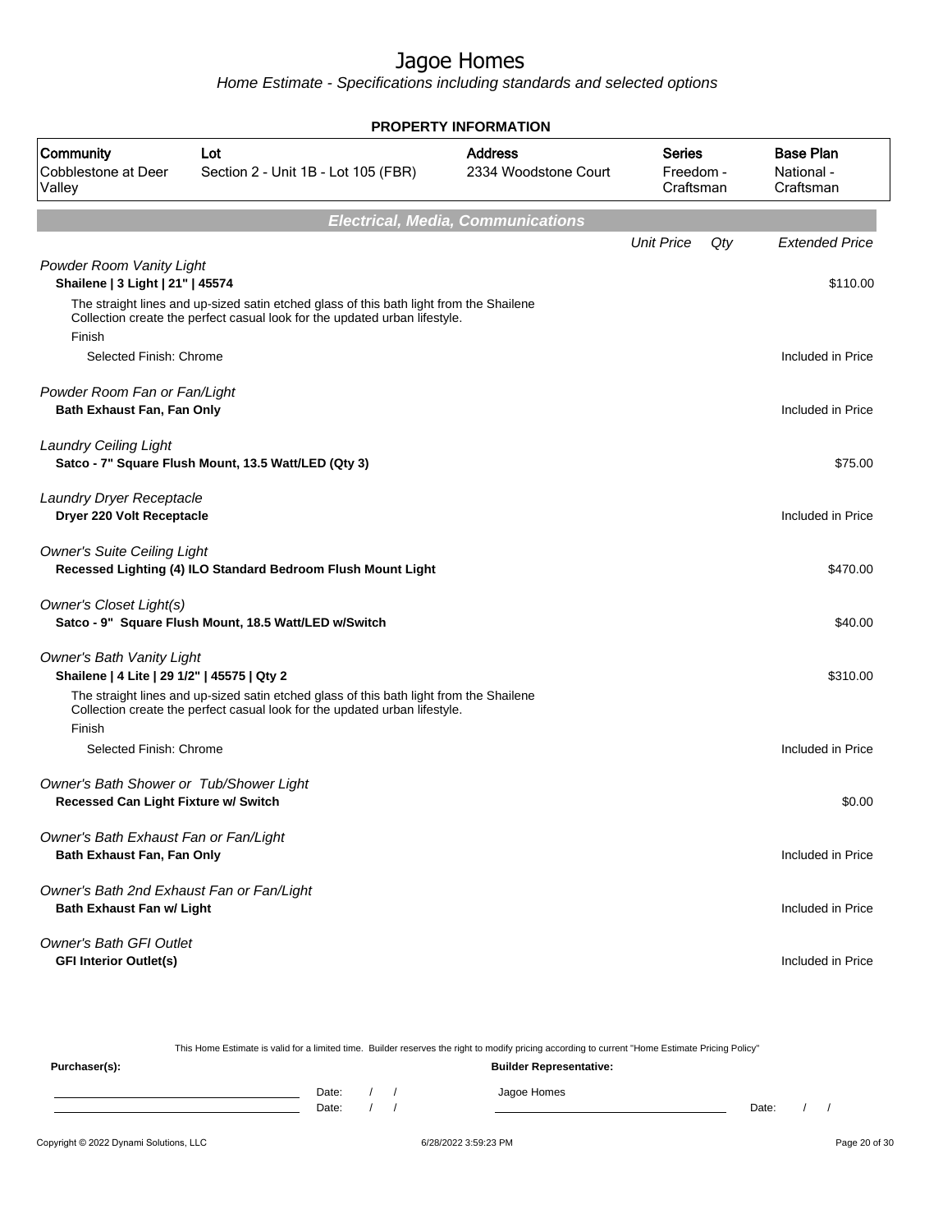# Jagoe Homes

*Home Estimate - Specifications including standards and selected options*

**PROPERTY INFORMATION**

| Community | Lot | Address | Series | Base Plan |
|---|---|---|---|---|
| Cobblestone at Deer Valley | Section 2 - Unit 1B - Lot 105 (FBR) | 2334 Woodstone Court | Freedom - Craftsman | National - Craftsman |

## Electrical, Media, Communications

| | Unit Price | Qty | Extended Price |
|---|---|---|---|
| *Powder Room Vanity Light* | | | |
| **Shailene \| 3 Light \| 21" \| 45574** | | | $110.00 |
| The straight lines and up-sized satin etched glass of this bath light from the Shailene Collection create the perfect casual look for the updated urban lifestyle. | | | |
| Finish | | | |
| Selected Finish: Chrome | | | Included in Price |
| *Powder Room Fan or Fan/Light* | | | |
| **Bath Exhaust Fan, Fan Only** | | | Included in Price |
| *Laundry Ceiling Light* | | | |
| **Satco - 7" Square Flush Mount, 13.5 Watt/LED (Qty 3)** | | | $75.00 |
| *Laundry Dryer Receptacle* | | | |
| **Dryer 220 Volt Receptacle** | | | Included in Price |
| *Owner's Suite Ceiling Light* | | | |
| **Recessed Lighting (4) ILO Standard Bedroom Flush Mount Light** | | | $470.00 |
| *Owner's Closet Light(s)* | | | |
| **Satco - 9" Square Flush Mount, 18.5 Watt/LED w/Switch** | | | $40.00 |
| *Owner's Bath Vanity Light* | | | |
| **Shailene \| 4 Lite \| 29 1/2" \| 45575 \| Qty 2** | | | $310.00 |
| The straight lines and up-sized satin etched glass of this bath light from the Shailene Collection create the perfect casual look for the updated urban lifestyle. | | | |
| Finish | | | |
| Selected Finish: Chrome | | | Included in Price |
| *Owner's Bath Shower or Tub/Shower Light* | | | |
| **Recessed Can Light Fixture w/ Switch** | | | $0.00 |
| *Owner's Bath Exhaust Fan or Fan/Light* | | | |
| **Bath Exhaust Fan, Fan Only** | | | Included in Price |
| *Owner's Bath 2nd Exhaust Fan or Fan/Light* | | | |
| **Bath Exhaust Fan w/ Light** | | | Included in Price |
| *Owner's Bath GFI Outlet* | | | |
| **GFI Interior Outlet(s)** | | | Included in Price |

This Home Estimate is valid for a limited time. Builder reserves the right to modify pricing according to current "Home Estimate Pricing Policy"

**Purchaser(s):**

Date: / /
Date: / /

**Builder Representative:**

Jagoe Homes

Date: / /

Copyright © 2022 Dynami Solutions, LLC — 6/28/2022 3:59:23 PM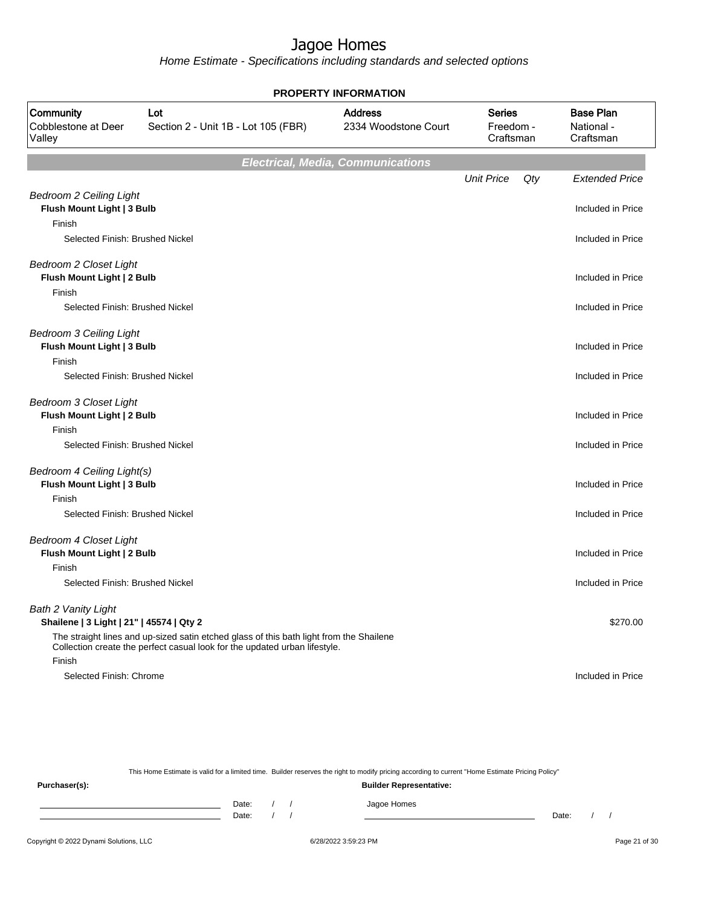# Jagoe Homes

*Home Estimate - Specifications including standards and selected options*

**PROPERTY INFORMATION**

| Community | Lot | Address | Series | Base Plan |
|---|---|---|---|---|
| Cobblestone at Deer Valley | Section 2 - Unit 1B - Lot 105 (FBR) | 2334 Woodstone Court | Freedom - Craftsman | National - Craftsman |

## *Electrical, Media, Communications*

| | Unit Price | Qty | Extended Price |
|---|---|---|---|
| *Bedroom 2 Ceiling Light* | | | |
| **Flush Mount Light \| 3 Bulb** | | | Included in Price |
| Finish | | | |
| Selected Finish: Brushed Nickel | | | Included in Price |
| *Bedroom 2 Closet Light* | | | |
| **Flush Mount Light \| 2 Bulb** | | | Included in Price |
| Finish | | | |
| Selected Finish: Brushed Nickel | | | Included in Price |
| *Bedroom 3 Ceiling Light* | | | |
| **Flush Mount Light \| 3 Bulb** | | | Included in Price |
| Finish | | | |
| Selected Finish: Brushed Nickel | | | Included in Price |
| *Bedroom 3 Closet Light* | | | |
| **Flush Mount Light \| 2 Bulb** | | | Included in Price |
| Finish | | | |
| Selected Finish: Brushed Nickel | | | Included in Price |
| *Bedroom 4 Ceiling Light(s)* | | | |
| **Flush Mount Light \| 3 Bulb** | | | Included in Price |
| Finish | | | |
| Selected Finish: Brushed Nickel | | | Included in Price |
| *Bedroom 4 Closet Light* | | | |
| **Flush Mount Light \| 2 Bulb** | | | Included in Price |
| Finish | | | |
| Selected Finish: Brushed Nickel | | | Included in Price |
| *Bath 2 Vanity Light* | | | |
| **Shailene \| 3 Light \| 21" \| 45574 \| Qty 2** | | | $270.00 |
| The straight lines and up-sized satin etched glass of this bath light from the Shailene Collection create the perfect casual look for the updated urban lifestyle. | | | |
| Finish | | | |
| Selected Finish: Chrome | | | Included in Price |

This Home Estimate is valid for a limited time. Builder reserves the right to modify pricing according to current "Home Estimate Pricing Policy"

**Purchaser(s):**

Date: / /

Date: / /

**Builder Representative:**

Jagoe Homes

Date: / /

Copyright © 2022 Dynami Solutions, LLC

6/28/2022 3:59:23 PM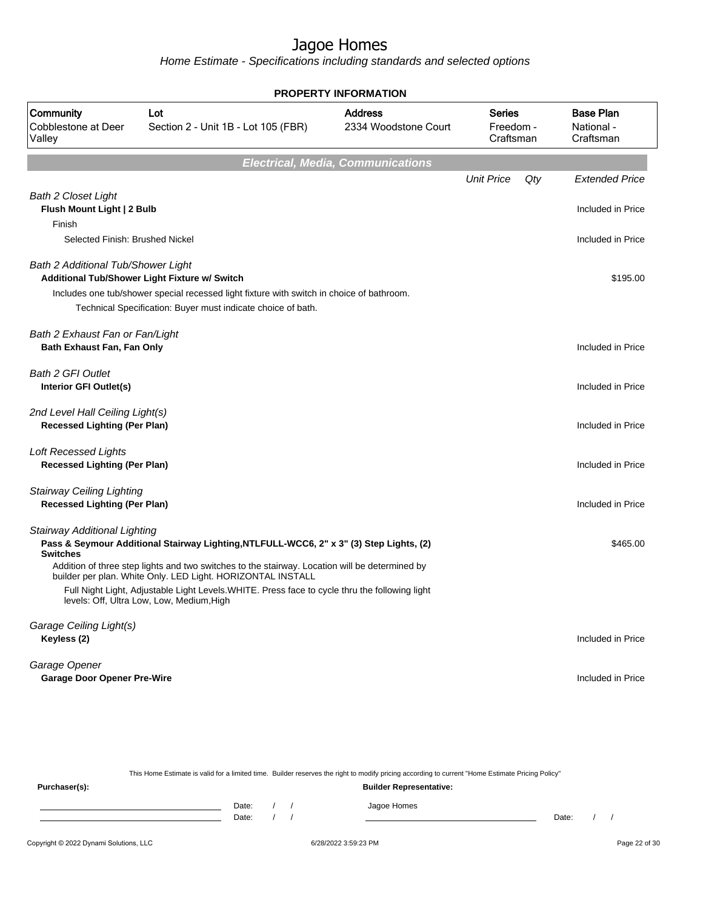# Jagoe Homes

Home Estimate - Specifications including standards and selected options

**PROPERTY INFORMATION**

| Community | Lot | Address | Series | Base Plan |
|---|---|---|---|---|
| Cobblestone at Deer Valley | Section 2 - Unit 1B - Lot 105 (FBR) | 2334 Woodstone Court | Freedom - Craftsman | National - Craftsman |

## Electrical, Media, Communications

| | Unit Price | Qty | Extended Price |
|---|---|---|---|
| *Bath 2 Closet Light* | | | |
| **Flush Mount Light \| 2 Bulb** | | | Included in Price |
| Finish | | | |
| Selected Finish: Brushed Nickel | | | Included in Price |
| *Bath 2 Additional Tub/Shower Light* | | | |
| **Additional Tub/Shower Light Fixture w/ Switch** | | | $195.00 |
| Includes one tub/shower special recessed light fixture with switch in choice of bathroom. | | | |
| Technical Specification: Buyer must indicate choice of bath. | | | |
| *Bath 2 Exhaust Fan or Fan/Light* | | | |
| **Bath Exhaust Fan, Fan Only** | | | Included in Price |
| *Bath 2 GFI Outlet* | | | |
| **Interior GFI Outlet(s)** | | | Included in Price |
| *2nd Level Hall Ceiling Light(s)* | | | |
| **Recessed Lighting (Per Plan)** | | | Included in Price |
| *Loft Recessed Lights* | | | |
| **Recessed Lighting (Per Plan)** | | | Included in Price |
| *Stairway Ceiling Lighting* | | | |
| **Recessed Lighting (Per Plan)** | | | Included in Price |
| *Stairway Additional Lighting* | | | |
| **Pass & Seymour Additional Stairway Lighting,NTLFULL-WCC6, 2" x 3" (3) Step Lights, (2) Switches** | | | $465.00 |
| Addition of three step lights and two switches to the stairway. Location will be determined by builder per plan. White Only. LED Light. HORIZONTAL INSTALL | | | |
| Full Night Light, Adjustable Light Levels.WHITE. Press face to cycle thru the following light levels: Off, Ultra Low, Low, Medium,High | | | |
| *Garage Ceiling Light(s)* | | | |
| **Keyless (2)** | | | Included in Price |
| *Garage Opener* | | | |
| **Garage Door Opener Pre-Wire** | | | Included in Price |

This Home Estimate is valid for a limited time. Builder reserves the right to modify pricing according to current "Home Estimate Pricing Policy"

**Purchaser(s):** **Builder Representative:**

Date: / / Jagoe Homes

Date: / / Date: / /

Copyright © 2022 Dynami Solutions, LLC 6/28/2022 3:59:23 PM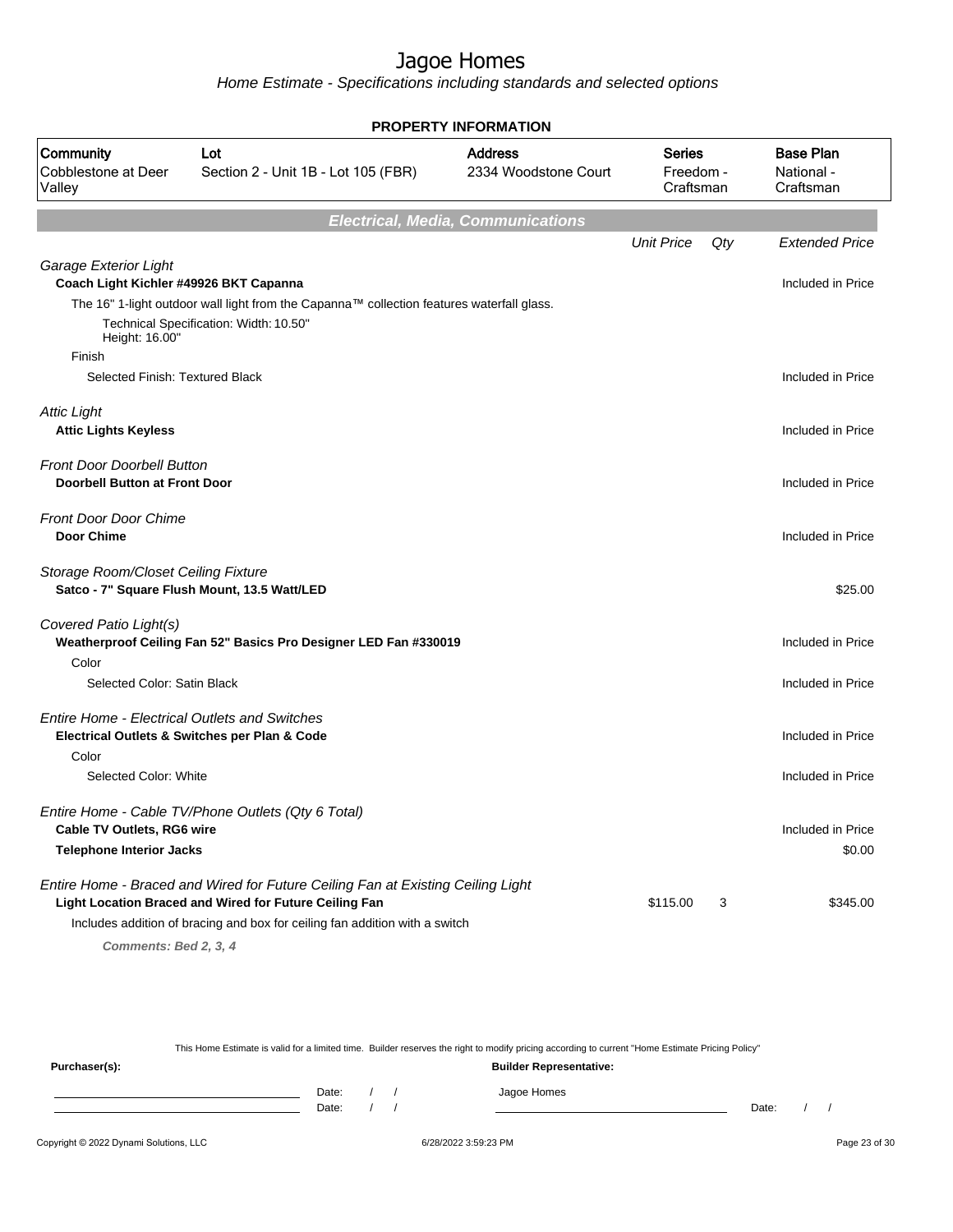# Jagoe Homes

Home Estimate - Specifications including standards and selected options

## PROPERTY INFORMATION

| Community | Lot | Address | Series | Base Plan |
|---|---|---|---|---|
| Cobblestone at Deer Valley | Section 2 - Unit 1B - Lot 105 (FBR) | 2334 Woodstone Court | Freedom - Craftsman | National - Craftsman |

## Electrical, Media, Communications

| | Unit Price | Qty | Extended Price |
|---|---|---|---|
| *Garage Exterior Light* | | | |
| **Coach Light Kichler #49926 BKT Capanna** | | | Included in Price |
| The 16" 1-light outdoor wall light from the Capanna™ collection features waterfall glass. | | | |
| Technical Specification: Width: 10.50" Height: 16.00" | | | |
| Finish | | | |
| Selected Finish: Textured Black | | | Included in Price |
| *Attic Light* | | | |
| **Attic Lights Keyless** | | | Included in Price |
| *Front Door Doorbell Button* | | | |
| **Doorbell Button at Front Door** | | | Included in Price |
| *Front Door Door Chime* | | | |
| **Door Chime** | | | Included in Price |
| *Storage Room/Closet Ceiling Fixture* | | | |
| **Satco - 7" Square Flush Mount, 13.5 Watt/LED** | | | $25.00 |
| *Covered Patio Light(s)* | | | |
| **Weatherproof Ceiling Fan 52" Basics Pro Designer LED Fan #330019** | | | Included in Price |
| Color | | | |
| Selected Color: Satin Black | | | Included in Price |
| *Entire Home - Electrical Outlets and Switches* | | | |
| **Electrical Outlets & Switches per Plan & Code** | | | Included in Price |
| Color | | | |
| Selected Color: White | | | Included in Price |
| *Entire Home - Cable TV/Phone Outlets (Qty 6 Total)* | | | |
| **Cable TV Outlets, RG6 wire** | | | Included in Price |
| **Telephone Interior Jacks** | | | $0.00 |
| *Entire Home - Braced and Wired for Future Ceiling Fan at Existing Ceiling Light* | | | |
| **Light Location Braced and Wired for Future Ceiling Fan** | $115.00 | 3 | $345.00 |
| Includes addition of bracing and box for ceiling fan addition with a switch | | | |
| ***Comments: Bed 2, 3, 4*** | | | |

This Home Estimate is valid for a limited time. Builder reserves the right to modify pricing according to current "Home Estimate Pricing Policy"

**Purchaser(s):** Date: / / Date: / /

**Builder Representative:** Jagoe Homes Date: / /

Copyright © 2022 Dynami Solutions, LLC 6/28/2022 3:59:23 PM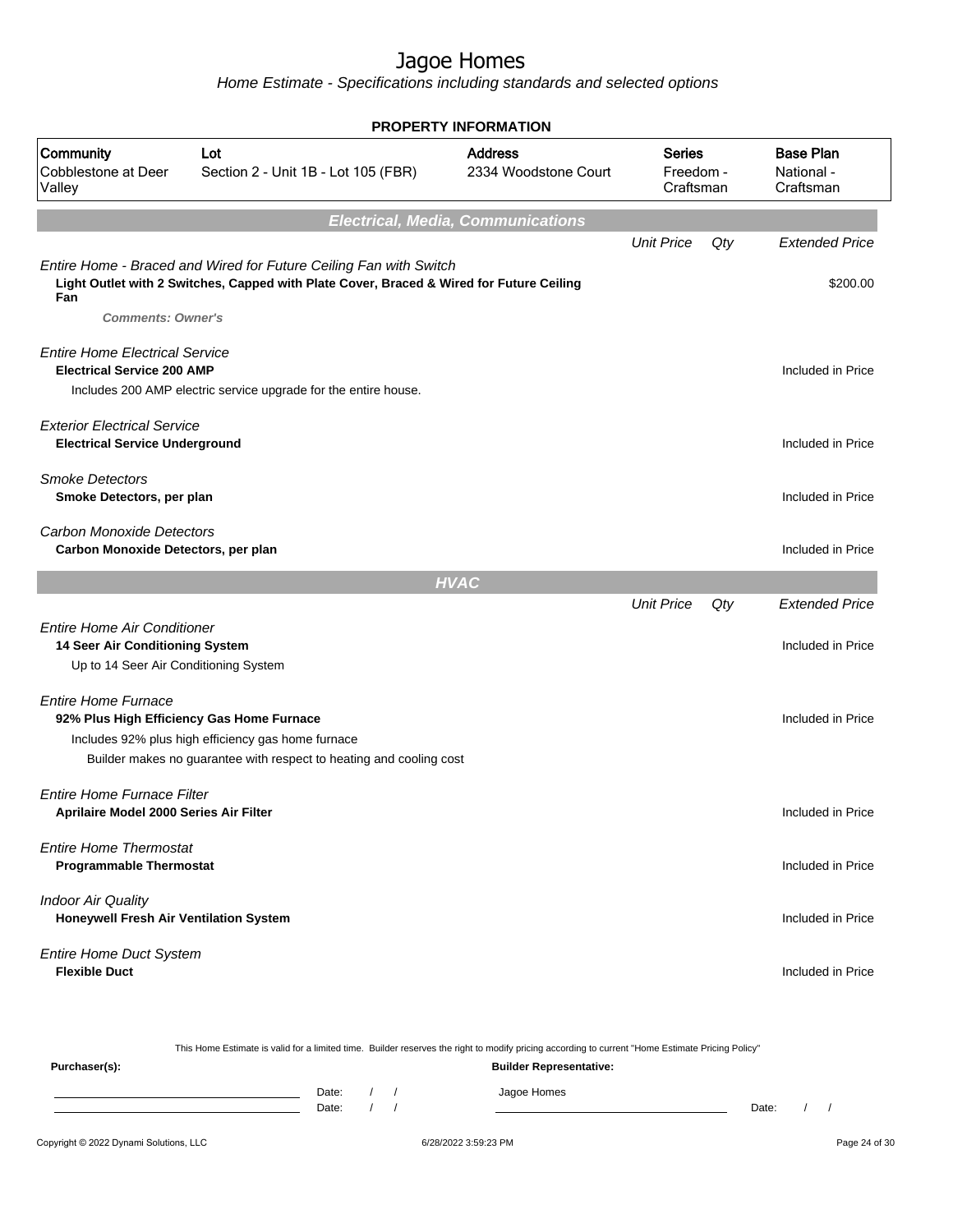# Jagoe Homes

*Home Estimate - Specifications including standards and selected options*

**PROPERTY INFORMATION**

| Community | Lot | Address | Series | Base Plan |
|---|---|---|---|---|
| Cobblestone at Deer Valley | Section 2 - Unit 1B - Lot 105 (FBR) | 2334 Woodstone Court | Freedom - Craftsman | National - Craftsman |

## Electrical, Media, Communications

| | Unit Price | Qty | Extended Price |
|---|---|---|---|
| *Entire Home - Braced and Wired for Future Ceiling Fan with Switch* | | | |
| **Light Outlet with 2 Switches, Capped with Plate Cover, Braced & Wired for Future Ceiling Fan** | | | $200.00 |
| ***Comments: Owner's*** | | | |
| *Entire Home Electrical Service* | | | |
| **Electrical Service 200 AMP** | | | Included in Price |
| Includes 200 AMP electric service upgrade for the entire house. | | | |
| *Exterior Electrical Service* | | | |
| **Electrical Service Underground** | | | Included in Price |
| *Smoke Detectors* | | | |
| **Smoke Detectors, per plan** | | | Included in Price |
| *Carbon Monoxide Detectors* | | | |
| **Carbon Monoxide Detectors, per plan** | | | Included in Price |

## HVAC

| | Unit Price | Qty | Extended Price |
|---|---|---|---|
| *Entire Home Air Conditioner* | | | |
| **14 Seer Air Conditioning System** | | | Included in Price |
| Up to 14 Seer Air Conditioning System | | | |
| *Entire Home Furnace* | | | |
| **92% Plus High Efficiency Gas Home Furnace** | | | Included in Price |
| Includes 92% plus high efficiency gas home furnace<br>Builder makes no guarantee with respect to heating and cooling cost | | | |
| *Entire Home Furnace Filter* | | | |
| **Aprilaire Model 2000 Series Air Filter** | | | Included in Price |
| *Entire Home Thermostat* | | | |
| **Programmable Thermostat** | | | Included in Price |
| *Indoor Air Quality* | | | |
| **Honeywell Fresh Air Ventilation System** | | | Included in Price |
| *Entire Home Duct System* | | | |
| **Flexible Duct** | | | Included in Price |

This Home Estimate is valid for a limited time. Builder reserves the right to modify pricing according to current "Home Estimate Pricing Policy"

**Purchaser(s):** 

Date: / /

Date: / /

**Builder Representative:**

Jagoe Homes

Date: / /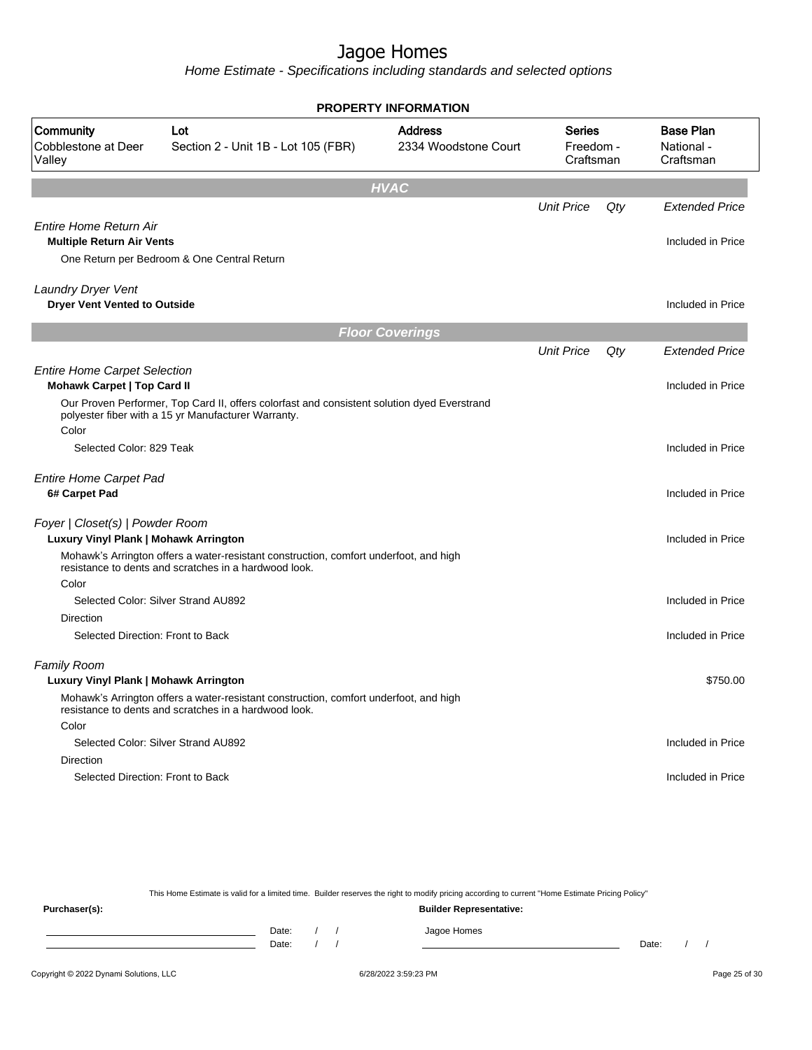# Jagoe Homes

*Home Estimate - Specifications including standards and selected options*

## PROPERTY INFORMATION

| Community | Lot | Address | Series | Base Plan |
|---|---|---|---|---|
| Cobblestone at Deer Valley | Section 2 - Unit 1B - Lot 105 (FBR) | 2334 Woodstone Court | Freedom - Craftsman | National - Craftsman |

## HVAC

| | Unit Price | Qty | Extended Price |
|---|---|---|---|
| *Entire Home Return Air* | | | |
| **Multiple Return Air Vents** | | | Included in Price |
| One Return per Bedroom & One Central Return | | | |
| *Laundry Dryer Vent* | | | |
| **Dryer Vent Vented to Outside** | | | Included in Price |

## Floor Coverings

| | Unit Price | Qty | Extended Price |
|---|---|---|---|
| *Entire Home Carpet Selection* | | | |
| **Mohawk Carpet \| Top Card II** | | | Included in Price |
| Our Proven Performer, Top Card II, offers colorfast and consistent solution dyed Everstrand polyester fiber with a 15 yr Manufacturer Warranty. | | | |
| Color | | | |
| Selected Color: 829 Teak | | | Included in Price |
| *Entire Home Carpet Pad* | | | |
| **6# Carpet Pad** | | | Included in Price |
| *Foyer \| Closet(s) \| Powder Room* | | | |
| **Luxury Vinyl Plank \| Mohawk Arrington** | | | Included in Price |
| Mohawk's Arrington offers a water-resistant construction, comfort underfoot, and high resistance to dents and scratches in a hardwood look. | | | |
| Color | | | |
| Selected Color: Silver Strand AU892 | | | Included in Price |
| Direction | | | |
| Selected Direction: Front to Back | | | Included in Price |
| *Family Room* | | | |
| **Luxury Vinyl Plank \| Mohawk Arrington** | | | $750.00 |
| Mohawk's Arrington offers a water-resistant construction, comfort underfoot, and high resistance to dents and scratches in a hardwood look. | | | |
| Color | | | |
| Selected Color: Silver Strand AU892 | | | Included in Price |
| Direction | | | |
| Selected Direction: Front to Back | | | Included in Price |

This Home Estimate is valid for a limited time. Builder reserves the right to modify pricing according to current "Home Estimate Pricing Policy"

**Purchaser(s):**

Date: / /
Date: / /

**Builder Representative:**

Jagoe Homes

Date: / /

Copyright © 2022 Dynami Solutions, LLC — 6/28/2022 3:59:23 PM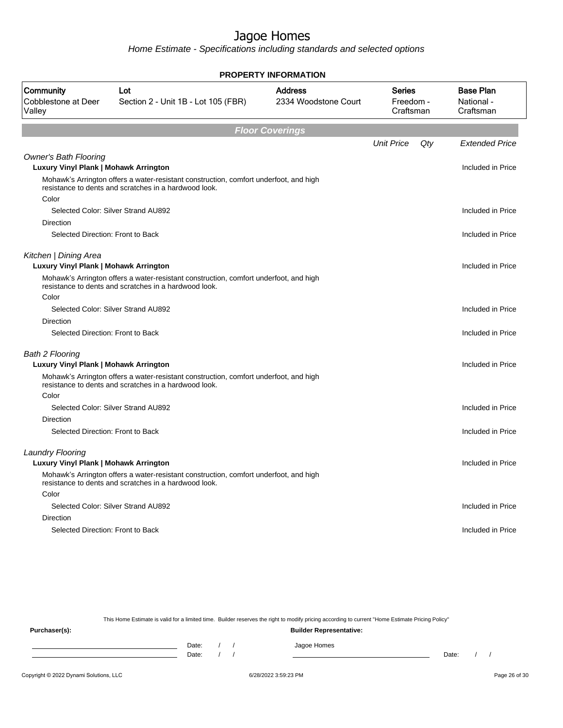# Jagoe Homes

*Home Estimate - Specifications including standards and selected options*

**PROPERTY INFORMATION**

| Community | Lot | Address | Series | Base Plan |
|---|---|---|---|---|
| Cobblestone at Deer Valley | Section 2 - Unit 1B - Lot 105 (FBR) | 2334 Woodstone Court | Freedom - Craftsman | National - Craftsman |

## Floor Coverings

| | Unit Price | Qty | Extended Price |
|---|---|---|---|
| *Owner's Bath Flooring* | | | |
| **Luxury Vinyl Plank \| Mohawk Arrington** | | | Included in Price |
| Mohawk's Arrington offers a water-resistant construction, comfort underfoot, and high resistance to dents and scratches in a hardwood look. | | | |
| Color | | | |
| Selected Color: Silver Strand AU892 | | | Included in Price |
| Direction | | | |
| Selected Direction: Front to Back | | | Included in Price |
| *Kitchen \| Dining Area* | | | |
| **Luxury Vinyl Plank \| Mohawk Arrington** | | | Included in Price |
| Mohawk's Arrington offers a water-resistant construction, comfort underfoot, and high resistance to dents and scratches in a hardwood look. | | | |
| Color | | | |
| Selected Color: Silver Strand AU892 | | | Included in Price |
| Direction | | | |
| Selected Direction: Front to Back | | | Included in Price |
| *Bath 2 Flooring* | | | |
| **Luxury Vinyl Plank \| Mohawk Arrington** | | | Included in Price |
| Mohawk's Arrington offers a water-resistant construction, comfort underfoot, and high resistance to dents and scratches in a hardwood look. | | | |
| Color | | | |
| Selected Color: Silver Strand AU892 | | | Included in Price |
| Direction | | | |
| Selected Direction: Front to Back | | | Included in Price |
| *Laundry Flooring* | | | |
| **Luxury Vinyl Plank \| Mohawk Arrington** | | | Included in Price |
| Mohawk's Arrington offers a water-resistant construction, comfort underfoot, and high resistance to dents and scratches in a hardwood look. | | | |
| Color | | | |
| Selected Color: Silver Strand AU892 | | | Included in Price |
| Direction | | | |
| Selected Direction: Front to Back | | | Included in Price |

This Home Estimate is valid for a limited time. Builder reserves the right to modify pricing according to current "Home Estimate Pricing Policy"

**Purchaser(s):**

Date: / /

Date: / /

**Builder Representative:**

Jagoe Homes

Date: / /

Copyright © 2022 Dynami Solutions, LLC 6/28/2022 3:59:23 PM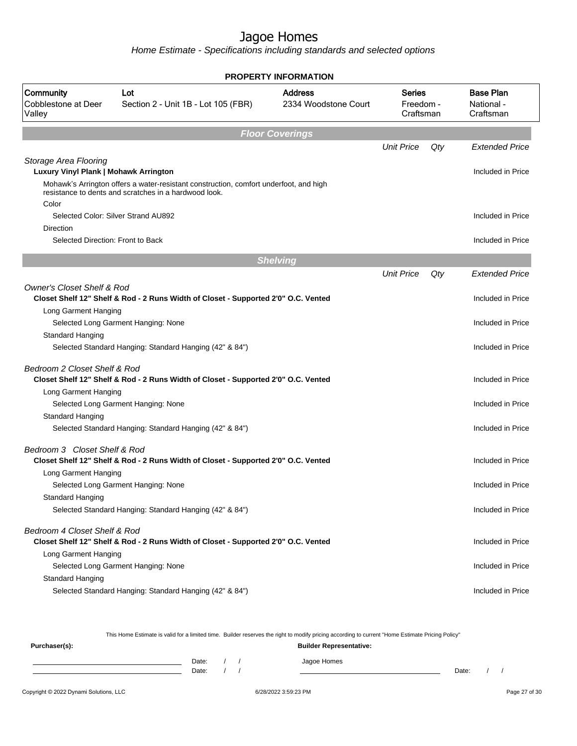# Jagoe Homes

*Home Estimate - Specifications including standards and selected options*

**PROPERTY INFORMATION**

| Community | Lot | Address | Series | Base Plan |
|---|---|---|---|---|
| Cobblestone at Deer Valley | Section 2 - Unit 1B - Lot 105 (FBR) | 2334 Woodstone Court | Freedom - Craftsman | National - Craftsman |

## Floor Coverings

| | Unit Price | Qty | Extended Price |
|---|---|---|---|
| *Storage Area Flooring* | | | |
| **Luxury Vinyl Plank \| Mohawk Arrington** | | | Included in Price |
| Mohawk's Arrington offers a water-resistant construction, comfort underfoot, and high resistance to dents and scratches in a hardwood look. | | | |
| Color | | | |
| Selected Color: Silver Strand AU892 | | | Included in Price |
| Direction | | | |
| Selected Direction: Front to Back | | | Included in Price |

## Shelving

| | Unit Price | Qty | Extended Price |
|---|---|---|---|
| *Owner's Closet Shelf & Rod* | | | |
| **Closet Shelf 12" Shelf & Rod - 2 Runs Width of Closet - Supported 2'0" O.C. Vented** | | | Included in Price |
| Long Garment Hanging | | | |
| Selected Long Garment Hanging: None | | | Included in Price |
| Standard Hanging | | | |
| Selected Standard Hanging: Standard Hanging (42" & 84") | | | Included in Price |
| *Bedroom 2 Closet Shelf & Rod* | | | |
| **Closet Shelf 12" Shelf & Rod - 2 Runs Width of Closet - Supported 2'0" O.C. Vented** | | | Included in Price |
| Long Garment Hanging | | | |
| Selected Long Garment Hanging: None | | | Included in Price |
| Standard Hanging | | | |
| Selected Standard Hanging: Standard Hanging (42" & 84") | | | Included in Price |
| *Bedroom 3 Closet Shelf & Rod* | | | |
| **Closet Shelf 12" Shelf & Rod - 2 Runs Width of Closet - Supported 2'0" O.C. Vented** | | | Included in Price |
| Long Garment Hanging | | | |
| Selected Long Garment Hanging: None | | | Included in Price |
| Standard Hanging | | | |
| Selected Standard Hanging: Standard Hanging (42" & 84") | | | Included in Price |
| *Bedroom 4 Closet Shelf & Rod* | | | |
| **Closet Shelf 12" Shelf & Rod - 2 Runs Width of Closet - Supported 2'0" O.C. Vented** | | | Included in Price |
| Long Garment Hanging | | | |
| Selected Long Garment Hanging: None | | | Included in Price |
| Standard Hanging | | | |
| Selected Standard Hanging: Standard Hanging (42" & 84") | | | Included in Price |

This Home Estimate is valid for a limited time. Builder reserves the right to modify pricing according to current "Home Estimate Pricing Policy"

**Purchaser(s):** 

Date: / /

Date: / /

**Builder Representative:**

Jagoe Homes

Date: / /

Copyright © 2022 Dynami Solutions, LLC — 6/28/2022 3:59:23 PM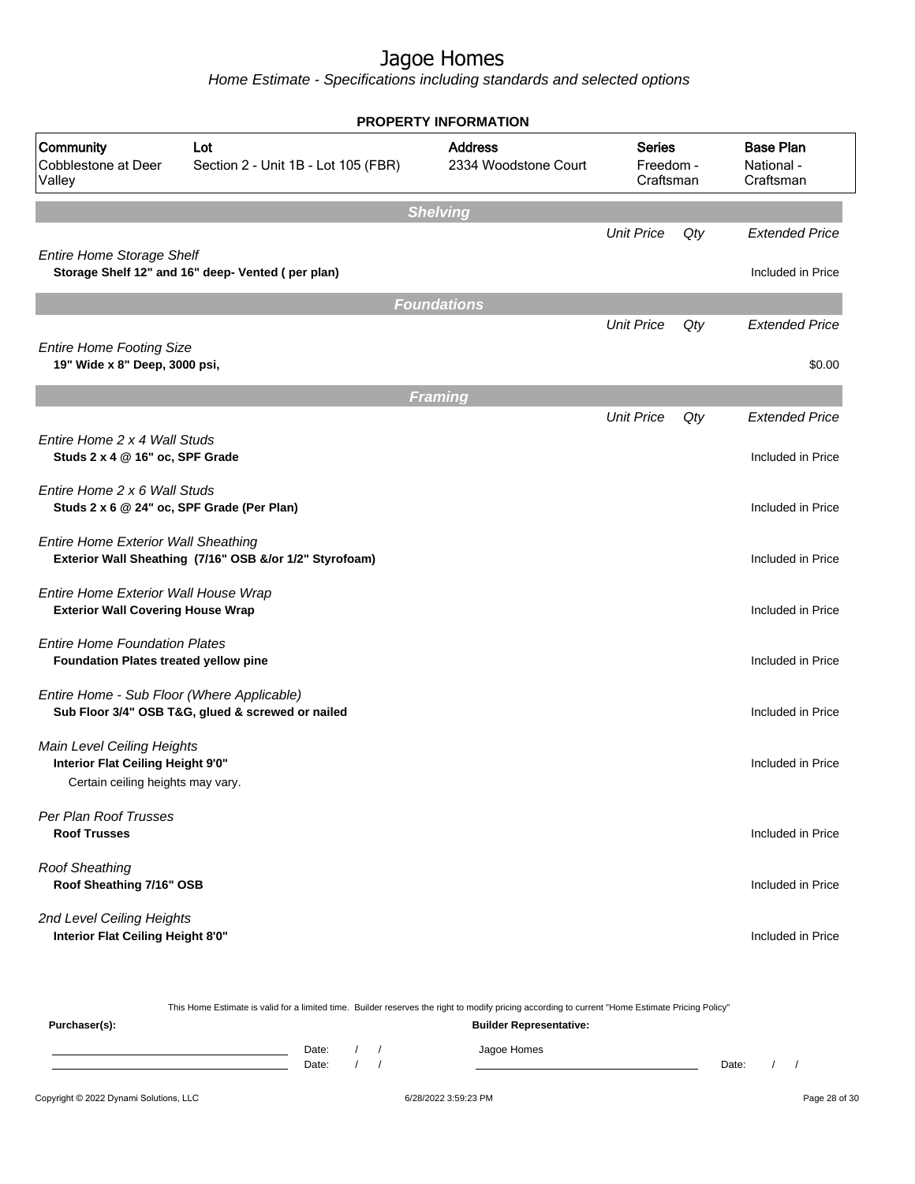# Jagoe Homes

*Home Estimate - Specifications including standards and selected options*

## PROPERTY INFORMATION

| Community | Lot | Address | Series | Base Plan |
|---|---|---|---|---|
| Cobblestone at Deer Valley | Section 2 - Unit 1B - Lot 105 (FBR) | 2334 Woodstone Court | Freedom - Craftsman | National - Craftsman |

## Shelving

| | Unit Price | Qty | Extended Price |
|---|---|---|---|
| *Entire Home Storage Shelf*<br>**Storage Shelf 12" and 16" deep- Vented ( per plan)** | | | Included in Price |

## Foundations

| | Unit Price | Qty | Extended Price |
|---|---|---|---|
| *Entire Home Footing Size*<br>**19" Wide x 8" Deep, 3000 psi,** | | | $0.00 |

## Framing

| | Unit Price | Qty | Extended Price |
|---|---|---|---|
| *Entire Home 2 x 4 Wall Studs*<br>**Studs 2 x 4 @ 16" oc, SPF Grade** | | | Included in Price |
| *Entire Home 2 x 6 Wall Studs*<br>**Studs 2 x 6 @ 24" oc, SPF Grade (Per Plan)** | | | Included in Price |
| *Entire Home Exterior Wall Sheathing*<br>**Exterior Wall Sheathing (7/16" OSB &/or 1/2" Styrofoam)** | | | Included in Price |
| *Entire Home Exterior Wall House Wrap*<br>**Exterior Wall Covering House Wrap** | | | Included in Price |
| *Entire Home Foundation Plates*<br>**Foundation Plates treated yellow pine** | | | Included in Price |
| *Entire Home - Sub Floor (Where Applicable)*<br>**Sub Floor 3/4" OSB T&G, glued & screwed or nailed** | | | Included in Price |
| *Main Level Ceiling Heights*<br>**Interior Flat Ceiling Height 9'0"**<br>Certain ceiling heights may vary. | | | Included in Price |
| *Per Plan Roof Trusses*<br>**Roof Trusses** | | | Included in Price |
| *Roof Sheathing*<br>**Roof Sheathing 7/16" OSB** | | | Included in Price |
| *2nd Level Ceiling Heights*<br>**Interior Flat Ceiling Height 8'0"** | | | Included in Price |

This Home Estimate is valid for a limited time. Builder reserves the right to modify pricing according to current "Home Estimate Pricing Policy"

**Purchaser(s):**

Date: / /

Date: / /

**Builder Representative:**

Jagoe Homes

Date: / /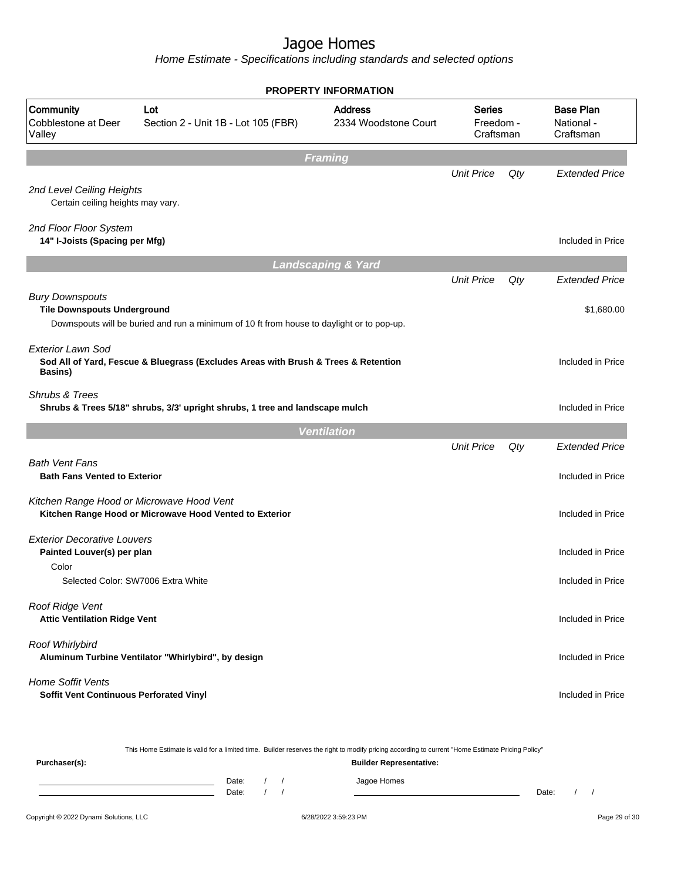# Jagoe Homes

*Home Estimate - Specifications including standards and selected options*

**PROPERTY INFORMATION**

| Community | Lot | Address | Series | Base Plan |
|---|---|---|---|---|
| Cobblestone at Deer Valley | Section 2 - Unit 1B - Lot 105 (FBR) | 2334 Woodstone Court | Freedom - Craftsman | National - Craftsman |

## Framing

| | Unit Price | Qty | Extended Price |
|---|---|---|---|
| *2nd Level Ceiling Heights* | | | |
| Certain ceiling heights may vary. | | | |
| *2nd Floor Floor System* | | | |
| **14" I-Joists (Spacing per Mfg)** | | | Included in Price |

## Landscaping & Yard

| | Unit Price | Qty | Extended Price |
|---|---|---|---|
| *Bury Downspouts* | | | |
| **Tile Downspouts Underground** | | | $1,680.00 |
| Downspouts will be buried and run a minimum of 10 ft from house to daylight or to pop-up. | | | |
| *Exterior Lawn Sod* | | | |
| **Sod All of Yard, Fescue & Bluegrass (Excludes Areas with Brush & Trees & Retention Basins)** | | | Included in Price |
| *Shrubs & Trees* | | | |
| **Shrubs & Trees 5/18" shrubs, 3/3' upright shrubs, 1 tree and landscape mulch** | | | Included in Price |

## Ventilation

| | Unit Price | Qty | Extended Price |
|---|---|---|---|
| *Bath Vent Fans* | | | |
| **Bath Fans Vented to Exterior** | | | Included in Price |
| *Kitchen Range Hood or Microwave Hood Vent* | | | |
| **Kitchen Range Hood or Microwave Hood Vented to Exterior** | | | Included in Price |
| *Exterior Decorative Louvers* | | | |
| **Painted Louver(s) per plan** | | | Included in Price |
| Color | | | |
| Selected Color: SW7006 Extra White | | | Included in Price |
| *Roof Ridge Vent* | | | |
| **Attic Ventilation Ridge Vent** | | | Included in Price |
| *Roof Whirlybird* | | | |
| **Aluminum Turbine Ventilator "Whirlybird", by design** | | | Included in Price |
| *Home Soffit Vents* | | | |
| **Soffit Vent Continuous Perforated Vinyl** | | | Included in Price |

This Home Estimate is valid for a limited time. Builder reserves the right to modify pricing according to current "Home Estimate Pricing Policy"

**Purchaser(s):**

Date: / /

Date: / /

**Builder Representative:**

Jagoe Homes

Date: / /

Copyright © 2022 Dynami Solutions, LLC — 6/28/2022 3:59:23 PM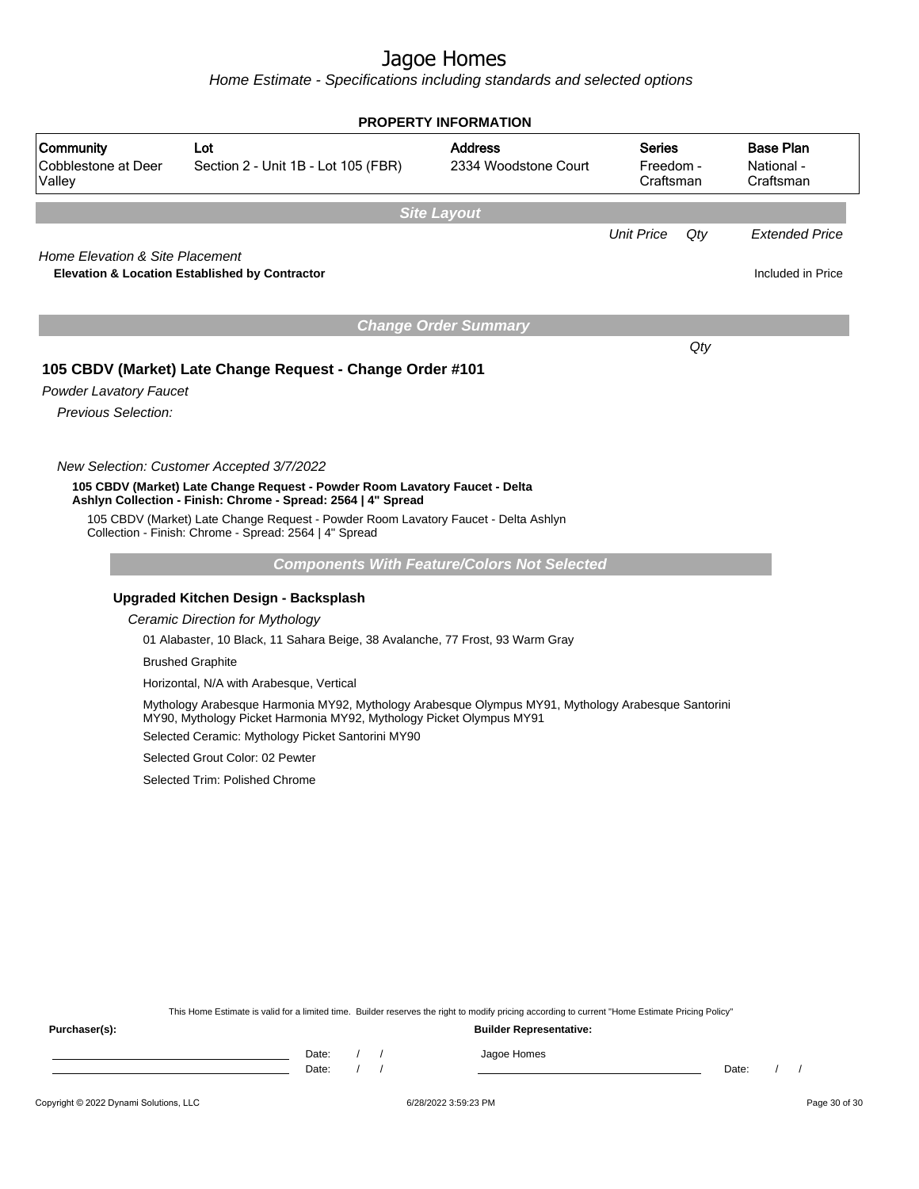# Jagoe Homes

*Home Estimate - Specifications including standards and selected options*

**PROPERTY INFORMATION**

| Community | Lot | Address | Series | Base Plan |
|---|---|---|---|---|
| Cobblestone at Deer Valley | Section 2 - Unit 1B - Lot 105 (FBR) | 2334 Woodstone Court | Freedom - Craftsman | National - Craftsman |

## Site Layout

| | Unit Price | Qty | Extended Price |
|---|---|---|---|
| *Home Elevation & Site Placement* | | | |
| **Elevation & Location Established by Contractor** | | | Included in Price |

## Change Order Summary

*Qty*

### 105 CBDV (Market) Late Change Request - Change Order #101

*Powder Lavatory Faucet*

*Previous Selection:*

*New Selection: Customer Accepted 3/7/2022*

**105 CBDV (Market) Late Change Request - Powder Room Lavatory Faucet - Delta Ashlyn Collection - Finish: Chrome - Spread: 2564 | 4" Spread**

105 CBDV (Market) Late Change Request - Powder Room Lavatory Faucet - Delta Ashlyn Collection - Finish: Chrome - Spread: 2564 | 4" Spread

## Components With Feature/Colors Not Selected

**Upgraded Kitchen Design - Backsplash**

*Ceramic Direction for Mythology*

01 Alabaster, 10 Black, 11 Sahara Beige, 38 Avalanche, 77 Frost, 93 Warm Gray

Brushed Graphite

Horizontal, N/A with Arabesque, Vertical

Mythology Arabesque Harmonia MY92, Mythology Arabesque Olympus MY91, Mythology Arabesque Santorini MY90, Mythology Picket Harmonia MY92, Mythology Picket Olympus MY91

Selected Ceramic: Mythology Picket Santorini MY90

Selected Grout Color: 02 Pewter

Selected Trim: Polished Chrome

This Home Estimate is valid for a limited time. Builder reserves the right to modify pricing according to current "Home Estimate Pricing Policy"

**Purchaser(s):**

Date: / /

Date: / /

**Builder Representative:**

Jagoe Homes

Date: / /